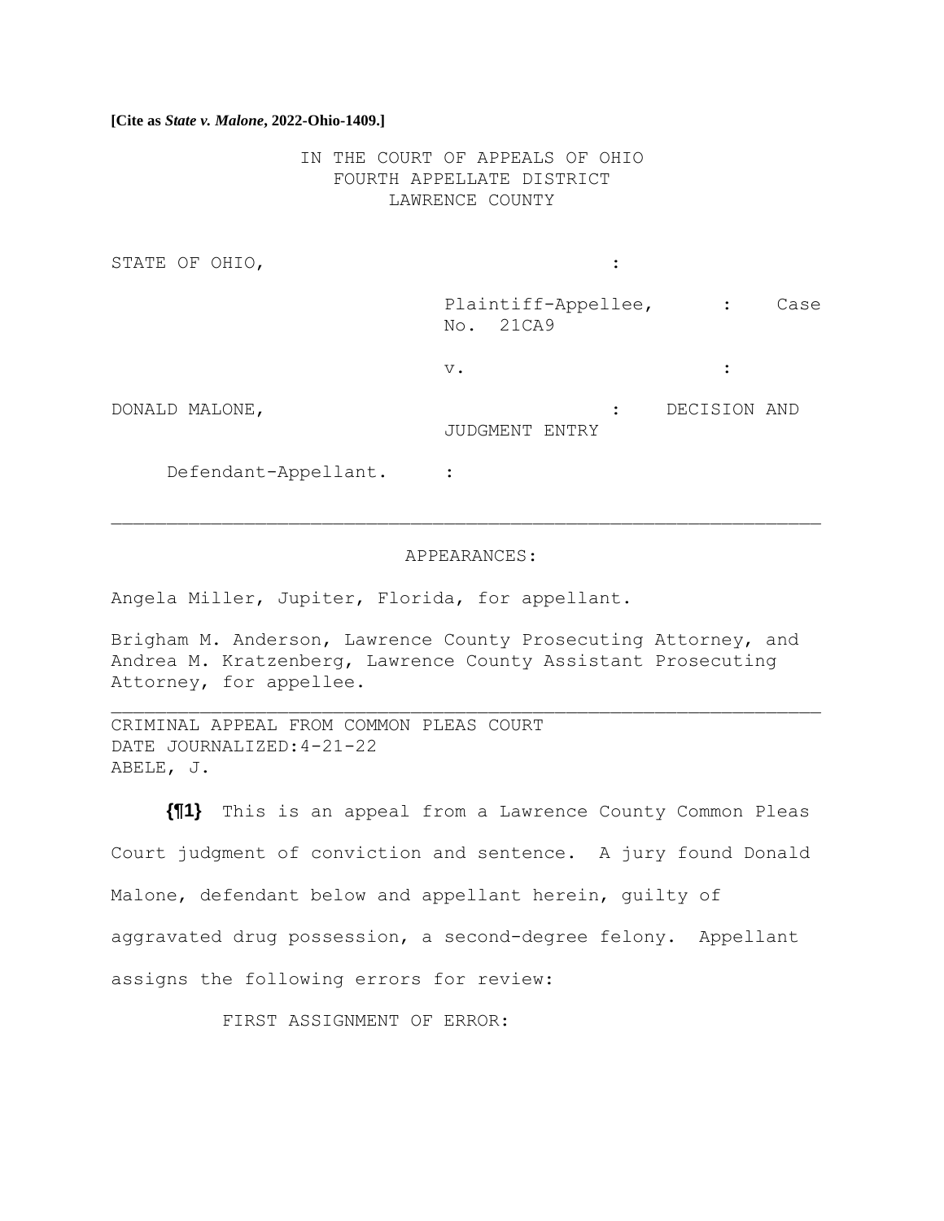**[Cite as *State v. Malone*, 2022-Ohio-1409.]**

IN THE COURT OF APPEALS OF OHIO
FOURTH APPELLATE DISTRICT
LAWRENCE COUNTY

STATE OF OHIO, :

Plaintiff-Appellee, : Case No. 21CA9

v. :

DONALD MALONE, : DECISION AND JUDGMENT ENTRY

Defendant-Appellant. :

---

APPEARANCES:

Angela Miller, Jupiter, Florida, for appellant.

Brigham M. Anderson, Lawrence County Prosecuting Attorney, and Andrea M. Kratzenberg, Lawrence County Assistant Prosecuting Attorney, for appellee.

---

CRIMINAL APPEAL FROM COMMON PLEAS COURT
DATE JOURNALIZED:4-21-22
ABELE, J.

**{¶1}** This is an appeal from a Lawrence County Common Pleas Court judgment of conviction and sentence. A jury found Donald Malone, defendant below and appellant herein, guilty of aggravated drug possession, a second-degree felony. Appellant assigns the following errors for review:

FIRST ASSIGNMENT OF ERROR: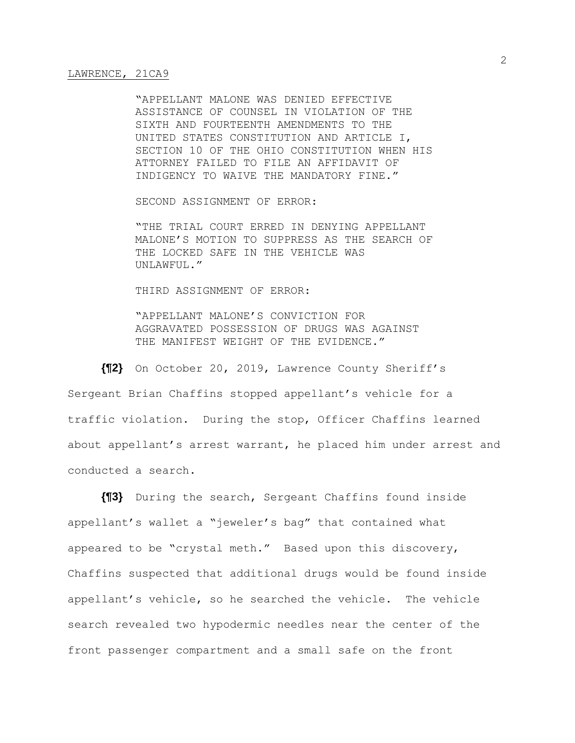"APPELLANT MALONE WAS DENIED EFFECTIVE ASSISTANCE OF COUNSEL IN VIOLATION OF THE SIXTH AND FOURTEENTH AMENDMENTS TO THE UNITED STATES CONSTITUTION AND ARTICLE I, SECTION 10 OF THE OHIO CONSTITUTION WHEN HIS ATTORNEY FAILED TO FILE AN AFFIDAVIT OF INDIGENCY TO WAIVE THE MANDATORY FINE."

SECOND ASSIGNMENT OF ERROR:

"THE TRIAL COURT ERRED IN DENYING APPELLANT MALONE'S MOTION TO SUPPRESS AS THE SEARCH OF THE LOCKED SAFE IN THE VEHICLE WAS UNLAWFUL."

THIRD ASSIGNMENT OF ERROR:

"APPELLANT MALONE'S CONVICTION FOR AGGRAVATED POSSESSION OF DRUGS WAS AGAINST THE MANIFEST WEIGHT OF THE EVIDENCE."

**{¶2}** On October 20, 2019, Lawrence County Sheriff's Sergeant Brian Chaffins stopped appellant's vehicle for a traffic violation. During the stop, Officer Chaffins learned about appellant's arrest warrant, he placed him under arrest and conducted a search.

**{¶3}** During the search, Sergeant Chaffins found inside appellant's wallet a "jeweler's bag" that contained what appeared to be "crystal meth." Based upon this discovery, Chaffins suspected that additional drugs would be found inside appellant's vehicle, so he searched the vehicle. The vehicle search revealed two hypodermic needles near the center of the front passenger compartment and a small safe on the front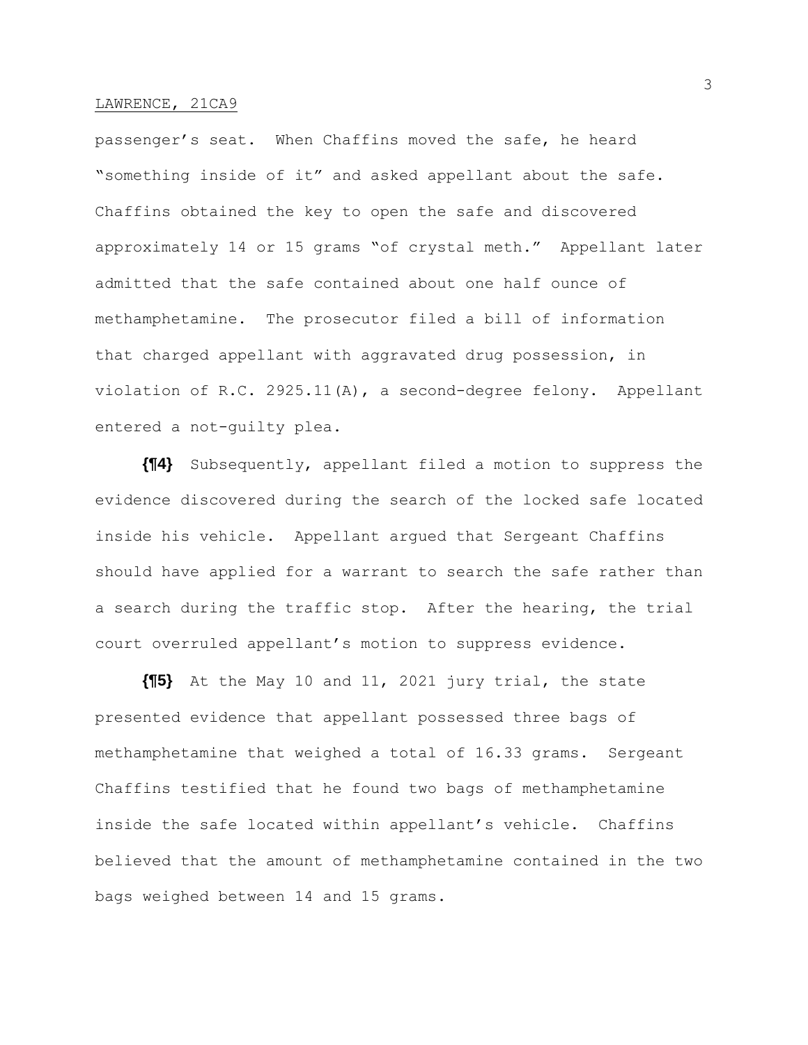passenger's seat. When Chaffins moved the safe, he heard "something inside of it" and asked appellant about the safe. Chaffins obtained the key to open the safe and discovered approximately 14 or 15 grams "of crystal meth." Appellant later admitted that the safe contained about one half ounce of methamphetamine. The prosecutor filed a bill of information that charged appellant with aggravated drug possession, in violation of R.C. 2925.11(A), a second-degree felony. Appellant entered a not-guilty plea.

**{¶4}** Subsequently, appellant filed a motion to suppress the evidence discovered during the search of the locked safe located inside his vehicle. Appellant argued that Sergeant Chaffins should have applied for a warrant to search the safe rather than a search during the traffic stop. After the hearing, the trial court overruled appellant's motion to suppress evidence.

**{¶5}** At the May 10 and 11, 2021 jury trial, the state presented evidence that appellant possessed three bags of methamphetamine that weighed a total of 16.33 grams. Sergeant Chaffins testified that he found two bags of methamphetamine inside the safe located within appellant's vehicle. Chaffins believed that the amount of methamphetamine contained in the two bags weighed between 14 and 15 grams.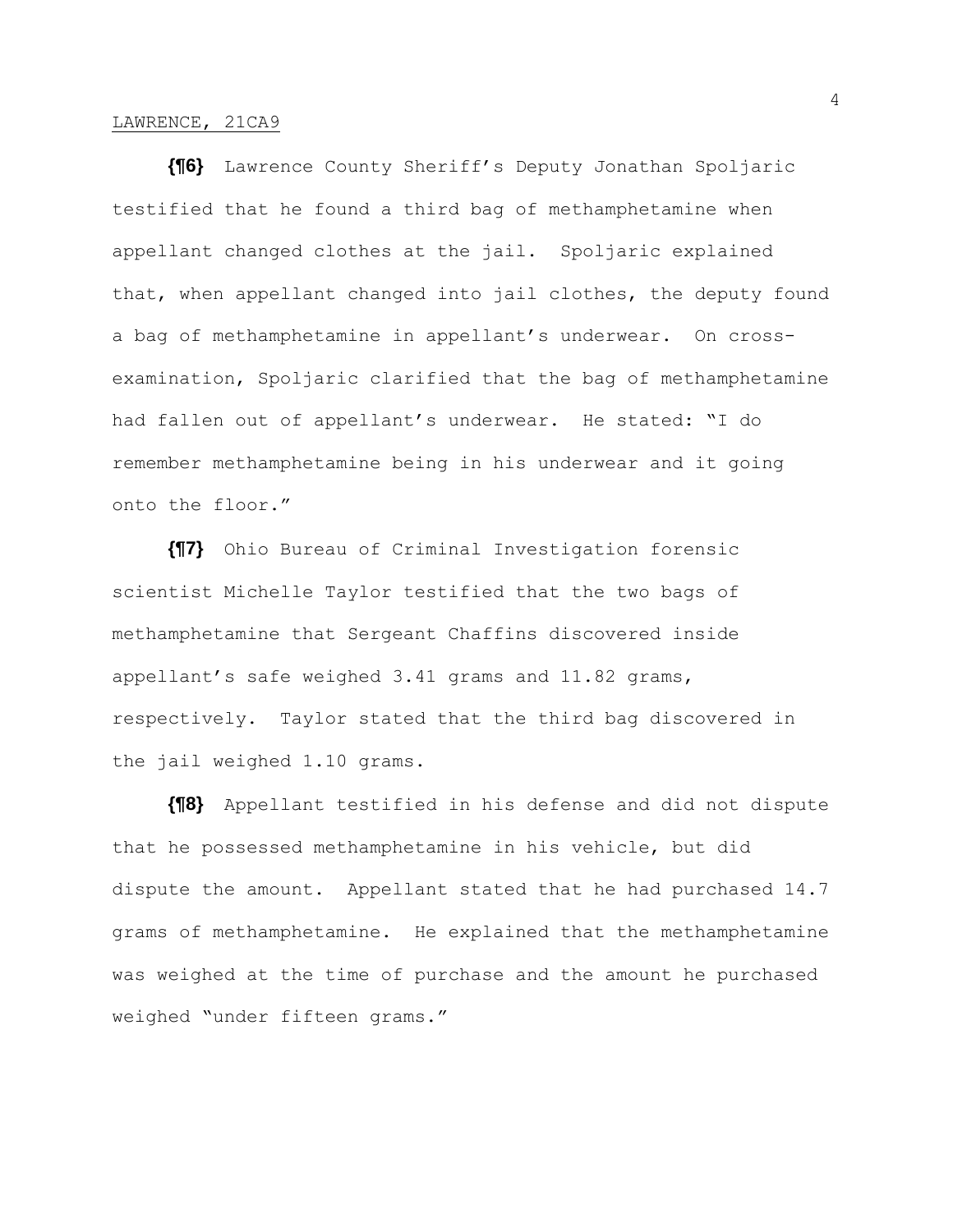**{¶6}** Lawrence County Sheriff's Deputy Jonathan Spoljaric testified that he found a third bag of methamphetamine when appellant changed clothes at the jail. Spoljaric explained that, when appellant changed into jail clothes, the deputy found a bag of methamphetamine in appellant's underwear. On cross-examination, Spoljaric clarified that the bag of methamphetamine had fallen out of appellant's underwear. He stated: "I do remember methamphetamine being in his underwear and it going onto the floor."

**{¶7}** Ohio Bureau of Criminal Investigation forensic scientist Michelle Taylor testified that the two bags of methamphetamine that Sergeant Chaffins discovered inside appellant's safe weighed 3.41 grams and 11.82 grams, respectively. Taylor stated that the third bag discovered in the jail weighed 1.10 grams.

**{¶8}** Appellant testified in his defense and did not dispute that he possessed methamphetamine in his vehicle, but did dispute the amount. Appellant stated that he had purchased 14.7 grams of methamphetamine. He explained that the methamphetamine was weighed at the time of purchase and the amount he purchased weighed "under fifteen grams."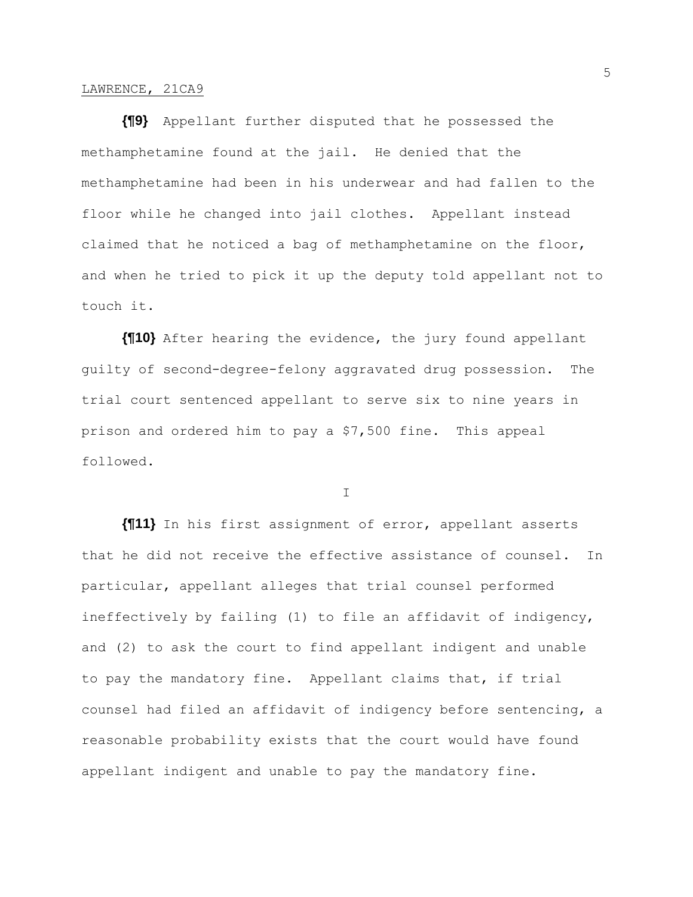**{¶9}** Appellant further disputed that he possessed the methamphetamine found at the jail. He denied that the methamphetamine had been in his underwear and had fallen to the floor while he changed into jail clothes. Appellant instead claimed that he noticed a bag of methamphetamine on the floor, and when he tried to pick it up the deputy told appellant not to touch it.

**{¶10}** After hearing the evidence, the jury found appellant guilty of second-degree-felony aggravated drug possession. The trial court sentenced appellant to serve six to nine years in prison and ordered him to pay a $7,500 fine. This appeal followed.

I

**{¶11}** In his first assignment of error, appellant asserts that he did not receive the effective assistance of counsel. In particular, appellant alleges that trial counsel performed ineffectively by failing (1) to file an affidavit of indigency, and (2) to ask the court to find appellant indigent and unable to pay the mandatory fine. Appellant claims that, if trial counsel had filed an affidavit of indigency before sentencing, a reasonable probability exists that the court would have found appellant indigent and unable to pay the mandatory fine.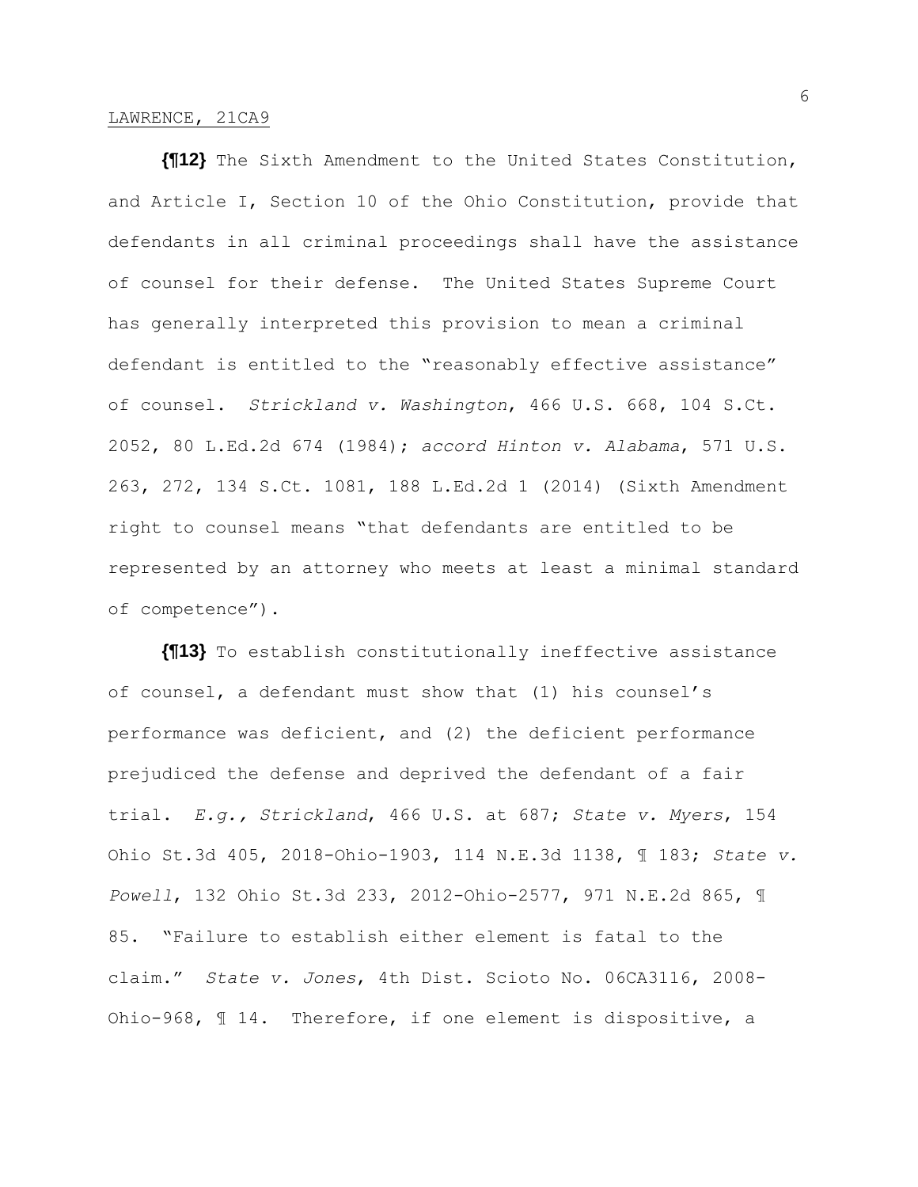**{¶12}** The Sixth Amendment to the United States Constitution, and Article I, Section 10 of the Ohio Constitution, provide that defendants in all criminal proceedings shall have the assistance of counsel for their defense. The United States Supreme Court has generally interpreted this provision to mean a criminal defendant is entitled to the "reasonably effective assistance" of counsel. *Strickland v. Washington*, 466 U.S. 668, 104 S.Ct. 2052, 80 L.Ed.2d 674 (1984); *accord Hinton v. Alabama*, 571 U.S. 263, 272, 134 S.Ct. 1081, 188 L.Ed.2d 1 (2014) (Sixth Amendment right to counsel means "that defendants are entitled to be represented by an attorney who meets at least a minimal standard of competence").

**{¶13}** To establish constitutionally ineffective assistance of counsel, a defendant must show that (1) his counsel's performance was deficient, and (2) the deficient performance prejudiced the defense and deprived the defendant of a fair trial. *E.g., Strickland*, 466 U.S. at 687; *State v. Myers*, 154 Ohio St.3d 405, 2018-Ohio-1903, 114 N.E.3d 1138, ¶ 183; *State v. Powell*, 132 Ohio St.3d 233, 2012-Ohio-2577, 971 N.E.2d 865, ¶ 85. "Failure to establish either element is fatal to the claim." *State v. Jones*, 4th Dist. Scioto No. 06CA3116, 2008-Ohio-968, ¶ 14. Therefore, if one element is dispositive, a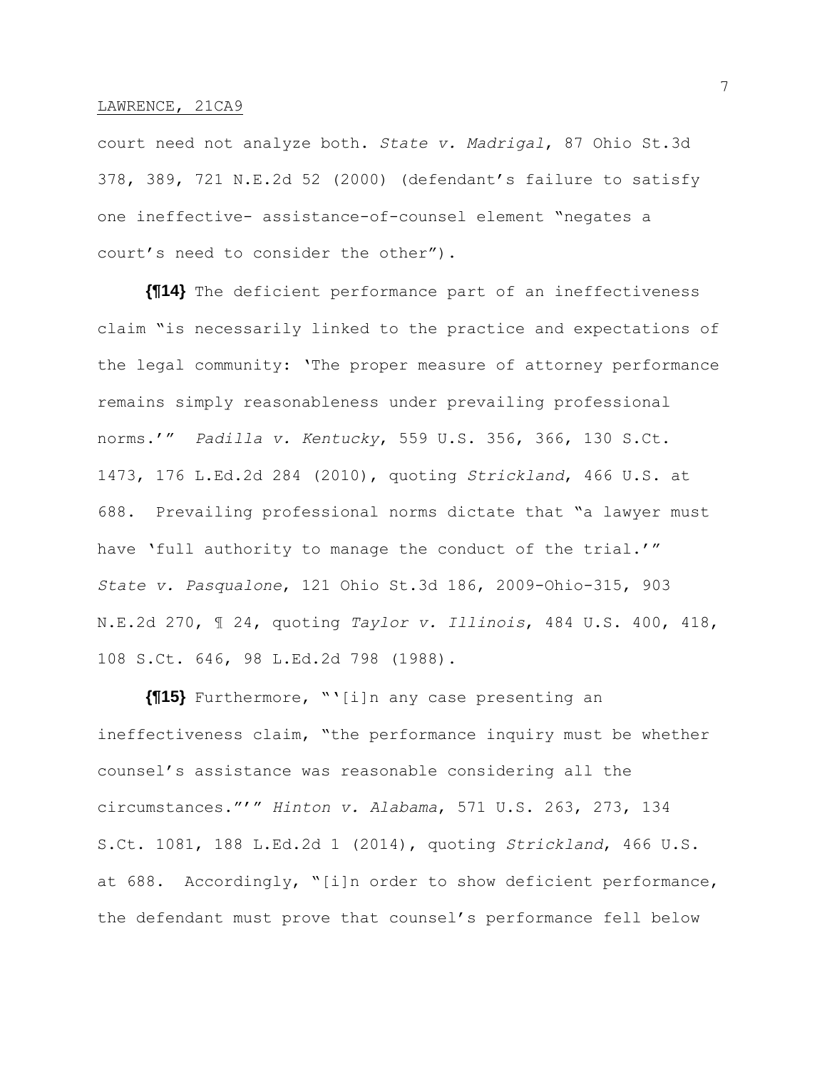court need not analyze both. *State v. Madrigal*, 87 Ohio St.3d 378, 389, 721 N.E.2d 52 (2000) (defendant's failure to satisfy one ineffective- assistance-of-counsel element "negates a court's need to consider the other").

**{¶14}** The deficient performance part of an ineffectiveness claim "is necessarily linked to the practice and expectations of the legal community: 'The proper measure of attorney performance remains simply reasonableness under prevailing professional norms.'" *Padilla v. Kentucky*, 559 U.S. 356, 366, 130 S.Ct. 1473, 176 L.Ed.2d 284 (2010), quoting *Strickland*, 466 U.S. at 688. Prevailing professional norms dictate that "a lawyer must have 'full authority to manage the conduct of the trial.'" *State v. Pasqualone*, 121 Ohio St.3d 186, 2009-Ohio-315, 903 N.E.2d 270, ¶ 24, quoting *Taylor v. Illinois*, 484 U.S. 400, 418, 108 S.Ct. 646, 98 L.Ed.2d 798 (1988).

**{¶15}** Furthermore, "'[i]n any case presenting an ineffectiveness claim, "the performance inquiry must be whether counsel's assistance was reasonable considering all the circumstances."'" *Hinton v. Alabama*, 571 U.S. 263, 273, 134 S.Ct. 1081, 188 L.Ed.2d 1 (2014), quoting *Strickland*, 466 U.S. at 688. Accordingly, "[i]n order to show deficient performance, the defendant must prove that counsel's performance fell below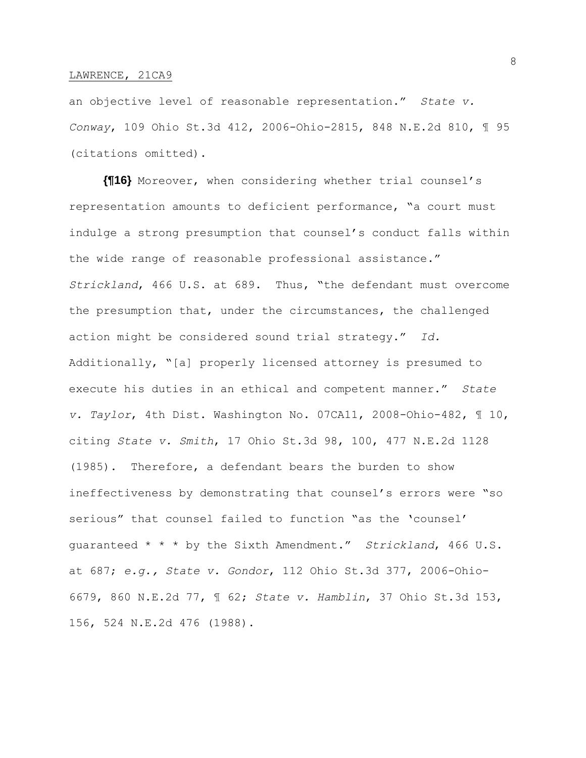an objective level of reasonable representation." *State v. Conway*, 109 Ohio St.3d 412, 2006-Ohio-2815, 848 N.E.2d 810, ¶ 95 (citations omitted).

**{¶16}** Moreover, when considering whether trial counsel's representation amounts to deficient performance, "a court must indulge a strong presumption that counsel's conduct falls within the wide range of reasonable professional assistance." *Strickland*, 466 U.S. at 689. Thus, "the defendant must overcome the presumption that, under the circumstances, the challenged action might be considered sound trial strategy." *Id.* Additionally, "[a] properly licensed attorney is presumed to execute his duties in an ethical and competent manner." *State v. Taylor*, 4th Dist. Washington No. 07CA11, 2008-Ohio-482, ¶ 10, citing *State v. Smith*, 17 Ohio St.3d 98, 100, 477 N.E.2d 1128 (1985). Therefore, a defendant bears the burden to show ineffectiveness by demonstrating that counsel's errors were "so serious" that counsel failed to function "as the 'counsel' guaranteed * * * by the Sixth Amendment." *Strickland*, 466 U.S. at 687; *e.g., State v. Gondor*, 112 Ohio St.3d 377, 2006-Ohio-6679, 860 N.E.2d 77, ¶ 62; *State v. Hamblin*, 37 Ohio St.3d 153, 156, 524 N.E.2d 476 (1988).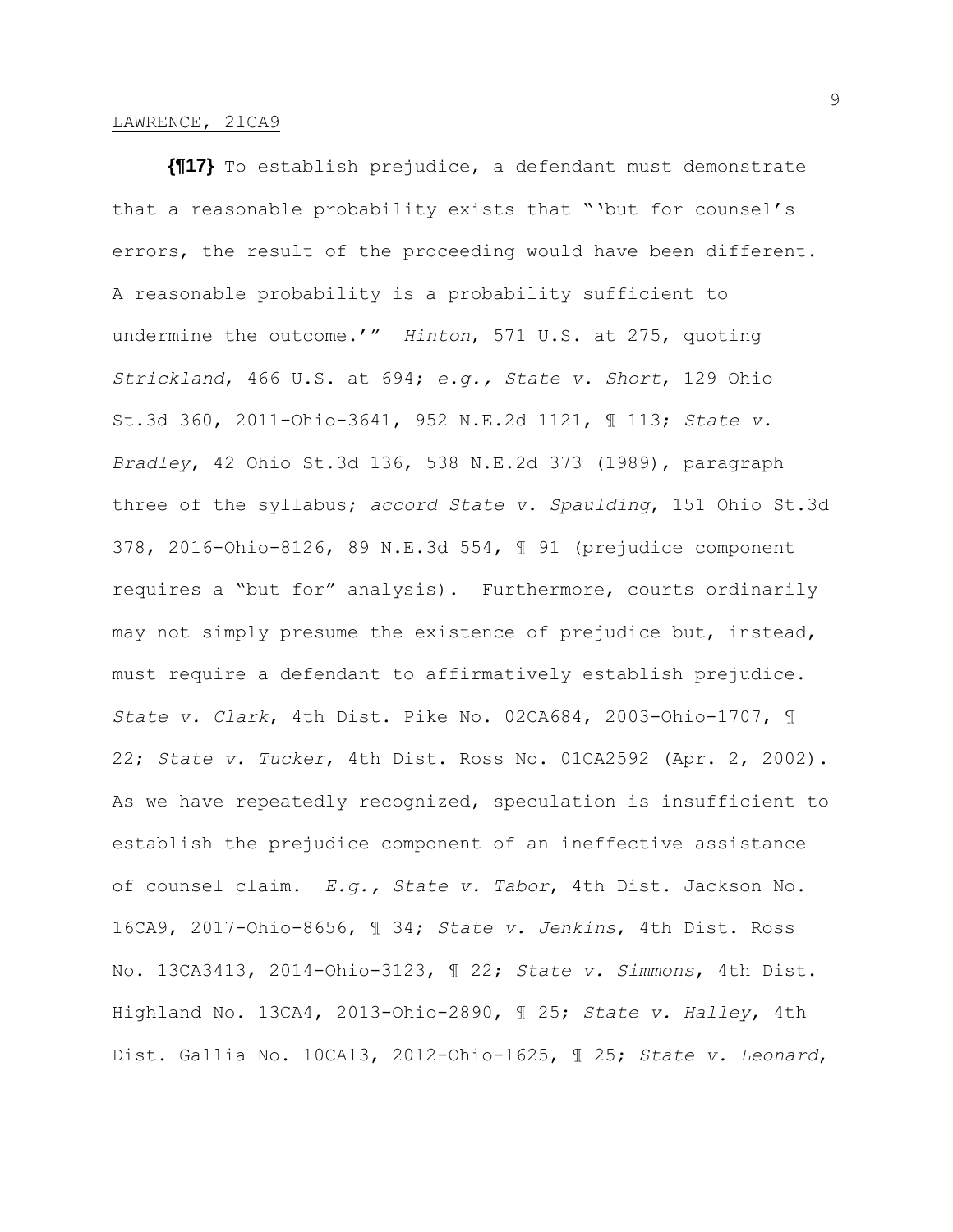**{¶17}** To establish prejudice, a defendant must demonstrate that a reasonable probability exists that "'but for counsel's errors, the result of the proceeding would have been different. A reasonable probability is a probability sufficient to undermine the outcome.'" *Hinton*, 571 U.S. at 275, quoting *Strickland*, 466 U.S. at 694; *e.g., State v. Short*, 129 Ohio St.3d 360, 2011-Ohio-3641, 952 N.E.2d 1121, ¶ 113; *State v. Bradley*, 42 Ohio St.3d 136, 538 N.E.2d 373 (1989), paragraph three of the syllabus; *accord State v. Spaulding*, 151 Ohio St.3d 378, 2016-Ohio-8126, 89 N.E.3d 554, ¶ 91 (prejudice component requires a "but for" analysis). Furthermore, courts ordinarily may not simply presume the existence of prejudice but, instead, must require a defendant to affirmatively establish prejudice. *State v. Clark*, 4th Dist. Pike No. 02CA684, 2003-Ohio-1707, ¶ 22; *State v. Tucker*, 4th Dist. Ross No. 01CA2592 (Apr. 2, 2002). As we have repeatedly recognized, speculation is insufficient to establish the prejudice component of an ineffective assistance of counsel claim. *E.g., State v. Tabor*, 4th Dist. Jackson No. 16CA9, 2017-Ohio-8656, ¶ 34; *State v. Jenkins*, 4th Dist. Ross No. 13CA3413, 2014-Ohio-3123, ¶ 22; *State v. Simmons*, 4th Dist. Highland No. 13CA4, 2013-Ohio-2890, ¶ 25; *State v. Halley*, 4th Dist. Gallia No. 10CA13, 2012-Ohio-1625, ¶ 25; *State v. Leonard*,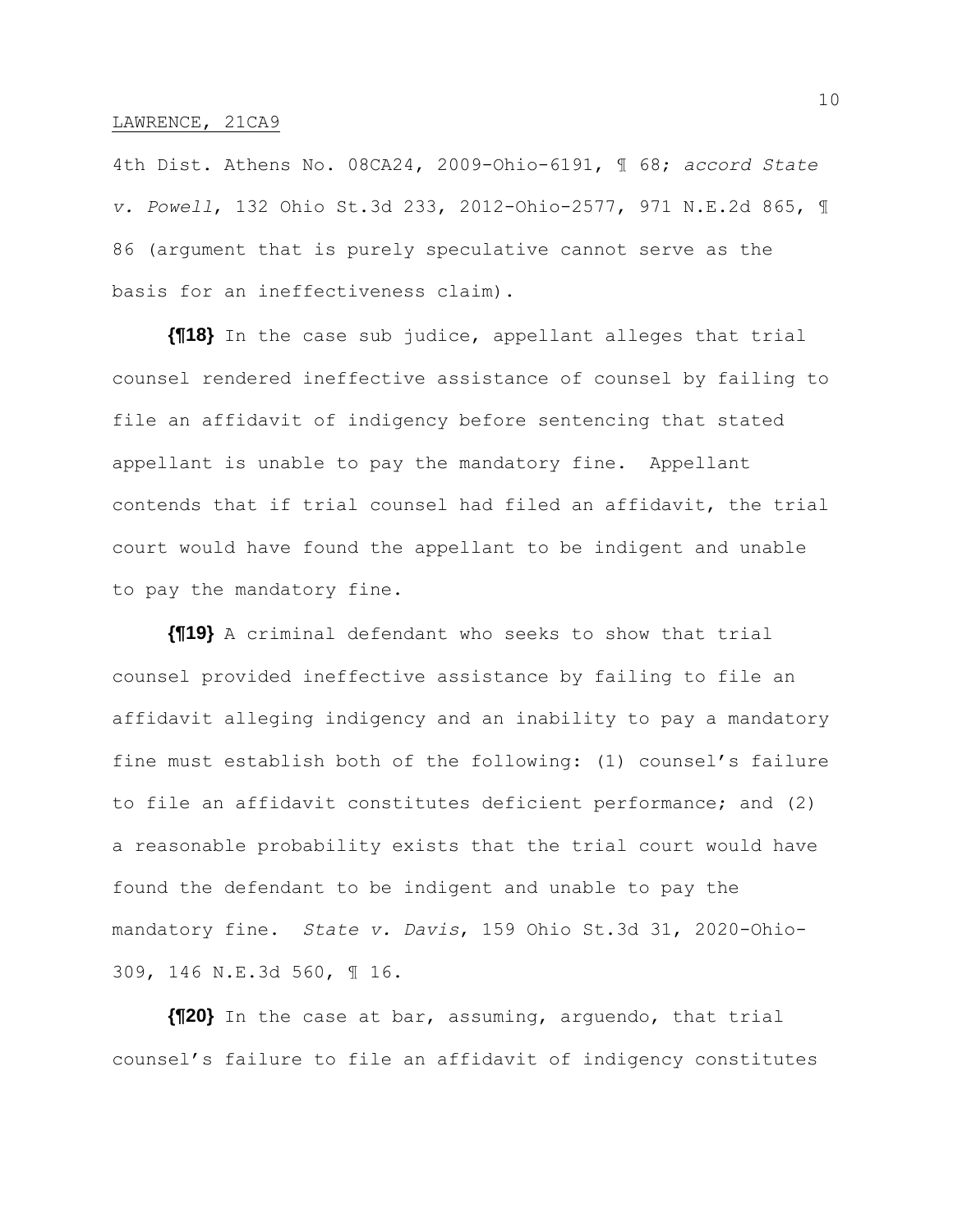4th Dist. Athens No. 08CA24, 2009-Ohio-6191, ¶ 68; *accord State v. Powell*, 132 Ohio St.3d 233, 2012-Ohio-2577, 971 N.E.2d 865, ¶ 86 (argument that is purely speculative cannot serve as the basis for an ineffectiveness claim).

**{¶18}** In the case sub judice, appellant alleges that trial counsel rendered ineffective assistance of counsel by failing to file an affidavit of indigency before sentencing that stated appellant is unable to pay the mandatory fine. Appellant contends that if trial counsel had filed an affidavit, the trial court would have found the appellant to be indigent and unable to pay the mandatory fine.

**{¶19}** A criminal defendant who seeks to show that trial counsel provided ineffective assistance by failing to file an affidavit alleging indigency and an inability to pay a mandatory fine must establish both of the following: (1) counsel's failure to file an affidavit constitutes deficient performance; and (2) a reasonable probability exists that the trial court would have found the defendant to be indigent and unable to pay the mandatory fine. *State v. Davis*, 159 Ohio St.3d 31, 2020-Ohio-309, 146 N.E.3d 560, ¶ 16.

**{¶20}** In the case at bar, assuming, arguendo, that trial counsel's failure to file an affidavit of indigency constitutes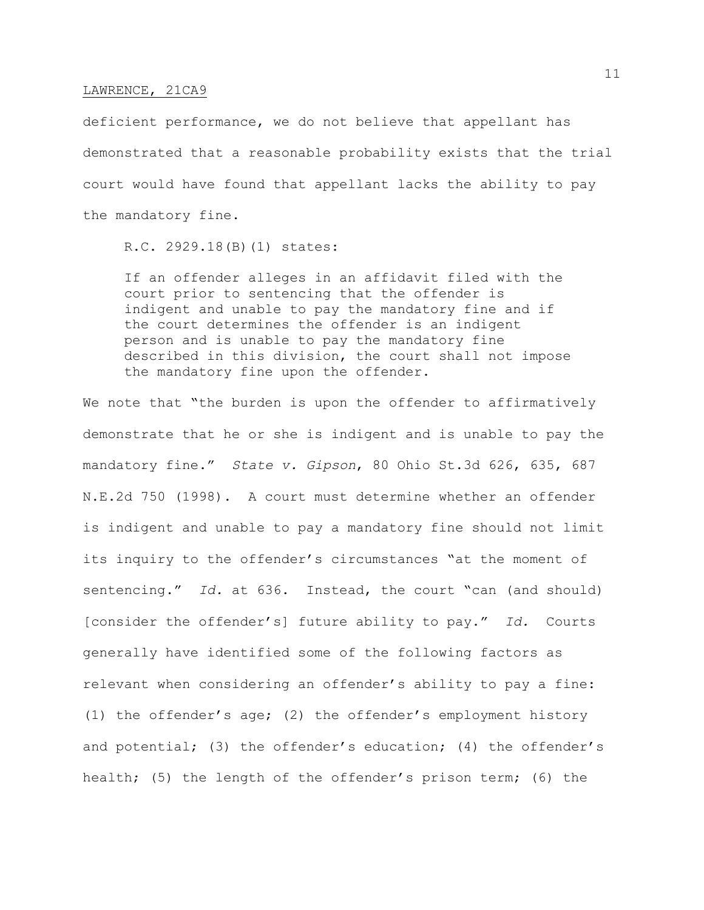deficient performance, we do not believe that appellant has demonstrated that a reasonable probability exists that the trial court would have found that appellant lacks the ability to pay the mandatory fine.

R.C. 2929.18(B)(1) states:

> If an offender alleges in an affidavit filed with the court prior to sentencing that the offender is indigent and unable to pay the mandatory fine and if the court determines the offender is an indigent person and is unable to pay the mandatory fine described in this division, the court shall not impose the mandatory fine upon the offender.

We note that "the burden is upon the offender to affirmatively demonstrate that he or she is indigent and is unable to pay the mandatory fine." *State v. Gipson*, 80 Ohio St.3d 626, 635, 687 N.E.2d 750 (1998). A court must determine whether an offender is indigent and unable to pay a mandatory fine should not limit its inquiry to the offender's circumstances "at the moment of sentencing." *Id.* at 636. Instead, the court "can (and should) [consider the offender's] future ability to pay." *Id.* Courts generally have identified some of the following factors as relevant when considering an offender's ability to pay a fine: (1) the offender's age; (2) the offender's employment history and potential; (3) the offender's education; (4) the offender's health; (5) the length of the offender's prison term; (6) the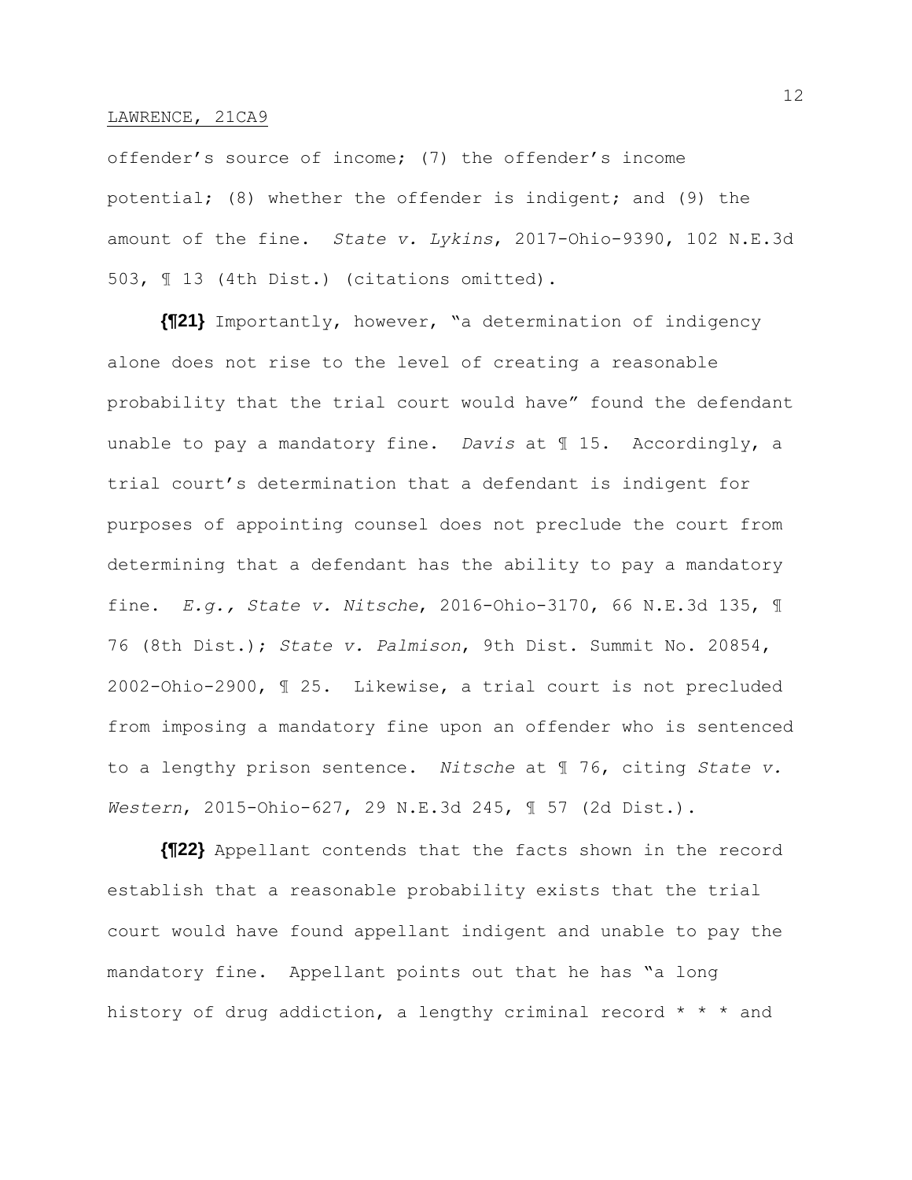offender's source of income; (7) the offender's income potential; (8) whether the offender is indigent; and (9) the amount of the fine. *State v. Lykins*, 2017-Ohio-9390, 102 N.E.3d 503, ¶ 13 (4th Dist.) (citations omitted).

**{¶21}** Importantly, however, "a determination of indigency alone does not rise to the level of creating a reasonable probability that the trial court would have" found the defendant unable to pay a mandatory fine. *Davis* at ¶ 15. Accordingly, a trial court's determination that a defendant is indigent for purposes of appointing counsel does not preclude the court from determining that a defendant has the ability to pay a mandatory fine. *E.g., State v. Nitsche*, 2016-Ohio-3170, 66 N.E.3d 135, ¶ 76 (8th Dist.); *State v. Palmison*, 9th Dist. Summit No. 20854, 2002-Ohio-2900, ¶ 25. Likewise, a trial court is not precluded from imposing a mandatory fine upon an offender who is sentenced to a lengthy prison sentence. *Nitsche* at ¶ 76, citing *State v. Western*, 2015-Ohio-627, 29 N.E.3d 245, ¶ 57 (2d Dist.).

**{¶22}** Appellant contends that the facts shown in the record establish that a reasonable probability exists that the trial court would have found appellant indigent and unable to pay the mandatory fine. Appellant points out that he has "a long history of drug addiction, a lengthy criminal record * * * and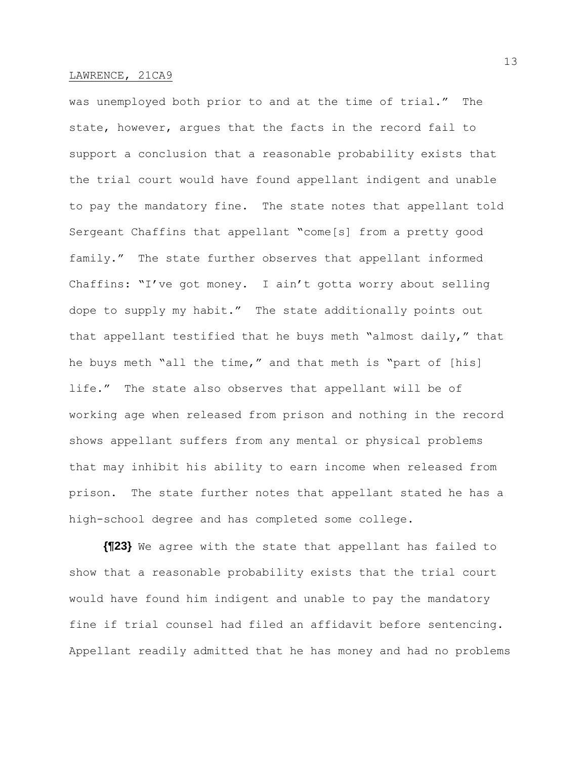was unemployed both prior to and at the time of trial." The state, however, argues that the facts in the record fail to support a conclusion that a reasonable probability exists that the trial court would have found appellant indigent and unable to pay the mandatory fine. The state notes that appellant told Sergeant Chaffins that appellant "come[s] from a pretty good family." The state further observes that appellant informed Chaffins: "I've got money. I ain't gotta worry about selling dope to supply my habit." The state additionally points out that appellant testified that he buys meth "almost daily," that he buys meth "all the time," and that meth is "part of [his] life." The state also observes that appellant will be of working age when released from prison and nothing in the record shows appellant suffers from any mental or physical problems that may inhibit his ability to earn income when released from prison. The state further notes that appellant stated he has a high-school degree and has completed some college.

**{¶23}** We agree with the state that appellant has failed to show that a reasonable probability exists that the trial court would have found him indigent and unable to pay the mandatory fine if trial counsel had filed an affidavit before sentencing. Appellant readily admitted that he has money and had no problems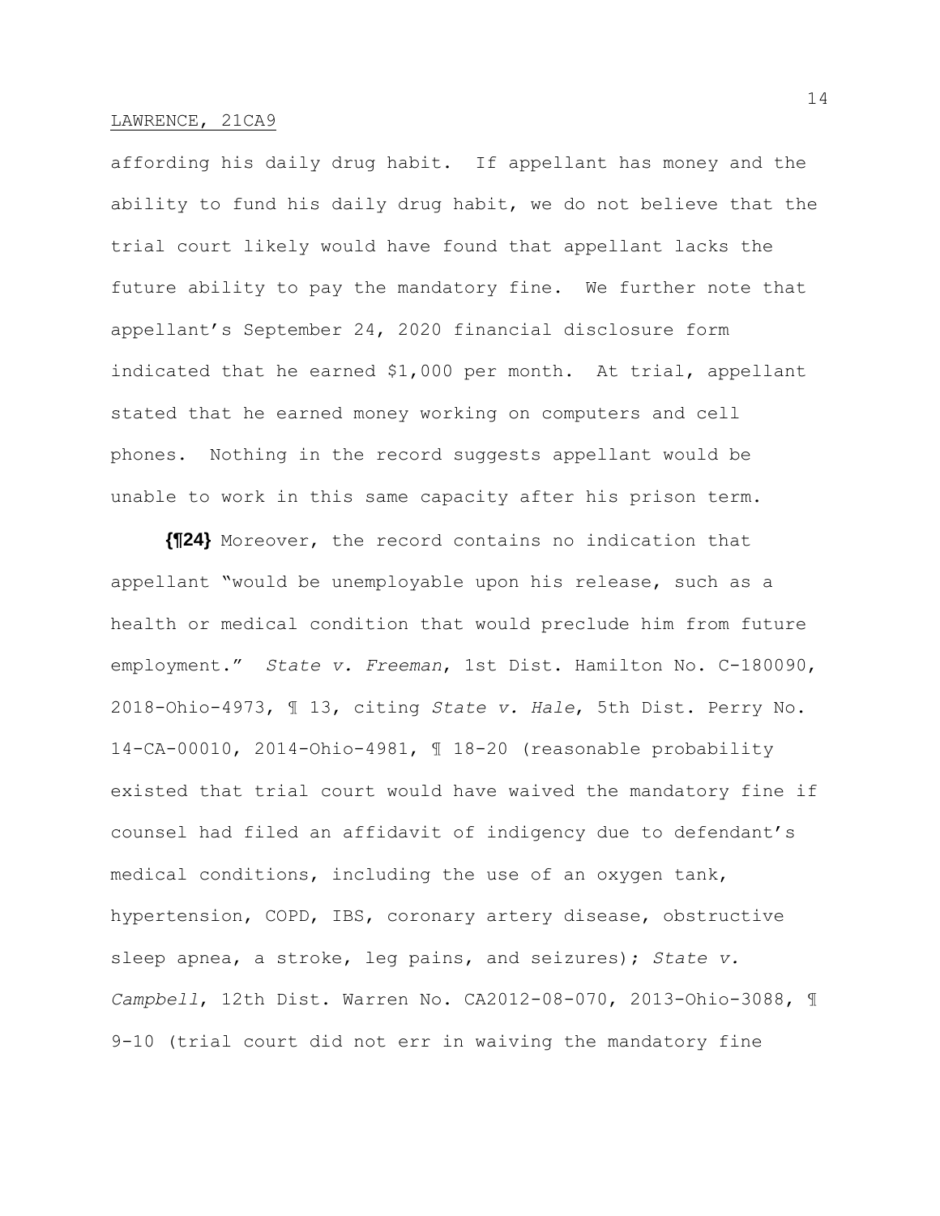affording his daily drug habit. If appellant has money and the ability to fund his daily drug habit, we do not believe that the trial court likely would have found that appellant lacks the future ability to pay the mandatory fine. We further note that appellant's September 24, 2020 financial disclosure form indicated that he earned $1,000 per month. At trial, appellant stated that he earned money working on computers and cell phones. Nothing in the record suggests appellant would be unable to work in this same capacity after his prison term.

**{¶24}** Moreover, the record contains no indication that appellant "would be unemployable upon his release, such as a health or medical condition that would preclude him from future employment." *State v. Freeman*, 1st Dist. Hamilton No. C-180090, 2018-Ohio-4973, ¶ 13, citing *State v. Hale*, 5th Dist. Perry No. 14-CA-00010, 2014-Ohio-4981, ¶ 18-20 (reasonable probability existed that trial court would have waived the mandatory fine if counsel had filed an affidavit of indigency due to defendant's medical conditions, including the use of an oxygen tank, hypertension, COPD, IBS, coronary artery disease, obstructive sleep apnea, a stroke, leg pains, and seizures); *State v. Campbell*, 12th Dist. Warren No. CA2012-08-070, 2013-Ohio-3088, ¶ 9-10 (trial court did not err in waiving the mandatory fine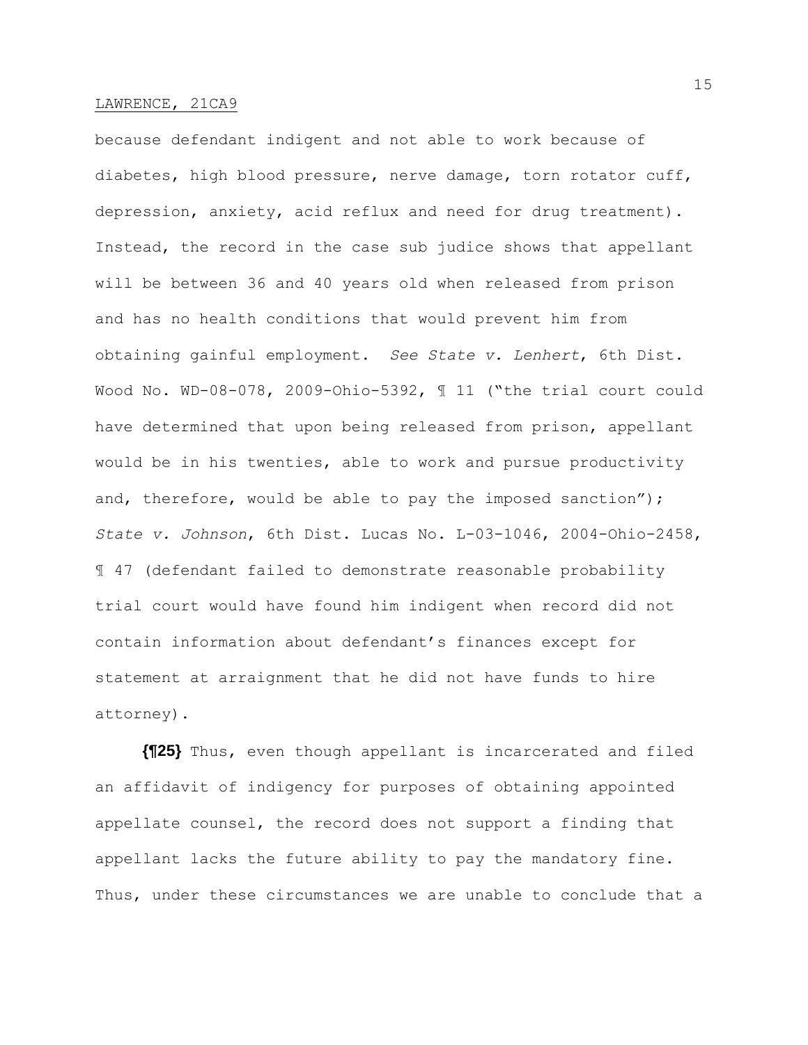because defendant indigent and not able to work because of diabetes, high blood pressure, nerve damage, torn rotator cuff, depression, anxiety, acid reflux and need for drug treatment). Instead, the record in the case sub judice shows that appellant will be between 36 and 40 years old when released from prison and has no health conditions that would prevent him from obtaining gainful employment. *See State v. Lenhert*, 6th Dist. Wood No. WD-08-078, 2009-Ohio-5392, ¶ 11 ("the trial court could have determined that upon being released from prison, appellant would be in his twenties, able to work and pursue productivity and, therefore, would be able to pay the imposed sanction"); *State v. Johnson*, 6th Dist. Lucas No. L-03-1046, 2004-Ohio-2458, ¶ 47 (defendant failed to demonstrate reasonable probability trial court would have found him indigent when record did not contain information about defendant's finances except for statement at arraignment that he did not have funds to hire attorney).

**{¶25}** Thus, even though appellant is incarcerated and filed an affidavit of indigency for purposes of obtaining appointed appellate counsel, the record does not support a finding that appellant lacks the future ability to pay the mandatory fine. Thus, under these circumstances we are unable to conclude that a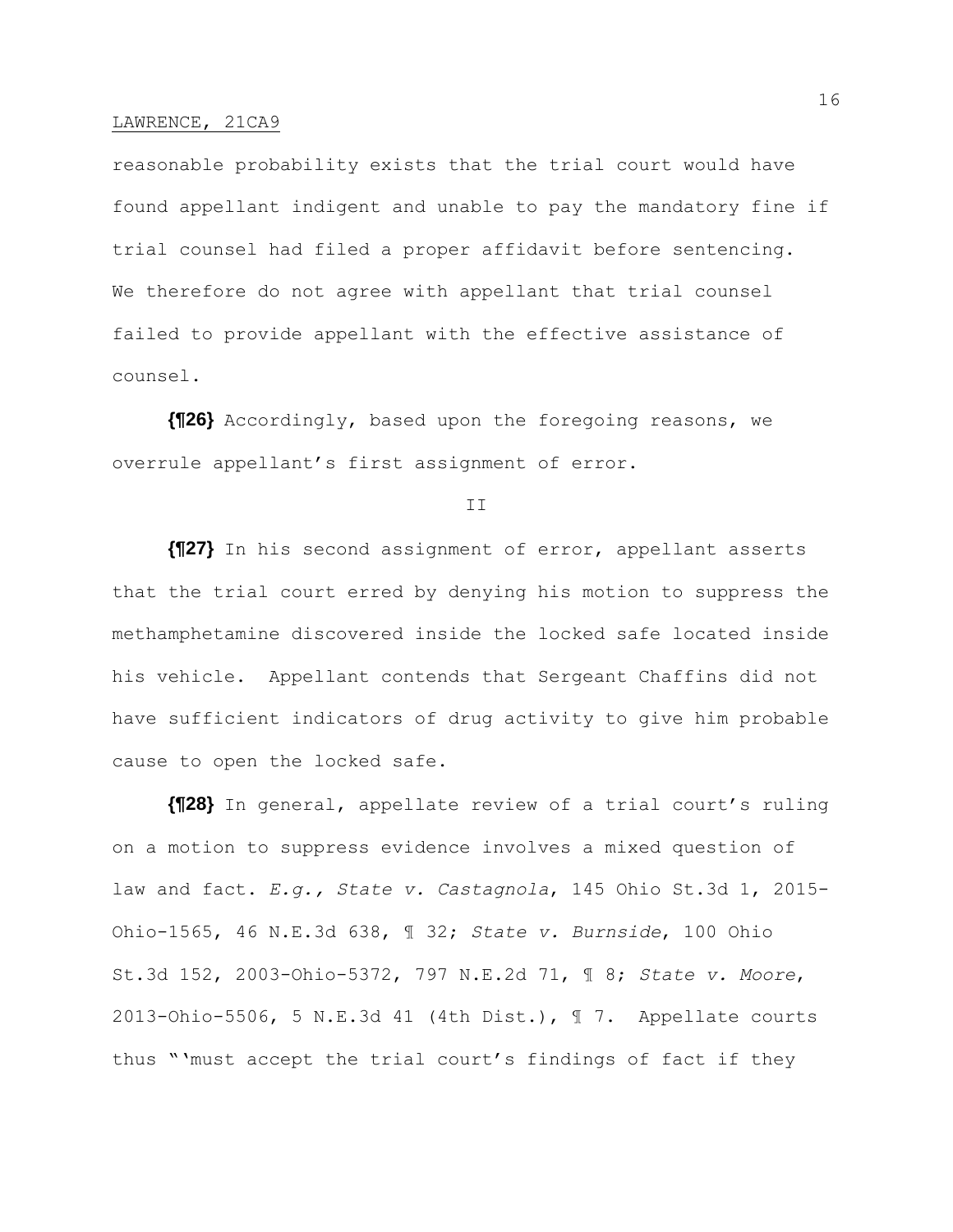reasonable probability exists that the trial court would have found appellant indigent and unable to pay the mandatory fine if trial counsel had filed a proper affidavit before sentencing. We therefore do not agree with appellant that trial counsel failed to provide appellant with the effective assistance of counsel.

**{¶26}** Accordingly, based upon the foregoing reasons, we overrule appellant's first assignment of error.

II

**{¶27}** In his second assignment of error, appellant asserts that the trial court erred by denying his motion to suppress the methamphetamine discovered inside the locked safe located inside his vehicle. Appellant contends that Sergeant Chaffins did not have sufficient indicators of drug activity to give him probable cause to open the locked safe.

**{¶28}** In general, appellate review of a trial court's ruling on a motion to suppress evidence involves a mixed question of law and fact. *E.g., State v. Castagnola*, 145 Ohio St.3d 1, 2015-Ohio-1565, 46 N.E.3d 638, ¶ 32; *State v. Burnside*, 100 Ohio St.3d 152, 2003-Ohio-5372, 797 N.E.2d 71, ¶ 8; *State v. Moore*, 2013-Ohio-5506, 5 N.E.3d 41 (4th Dist.), ¶ 7. Appellate courts thus "'must accept the trial court's findings of fact if they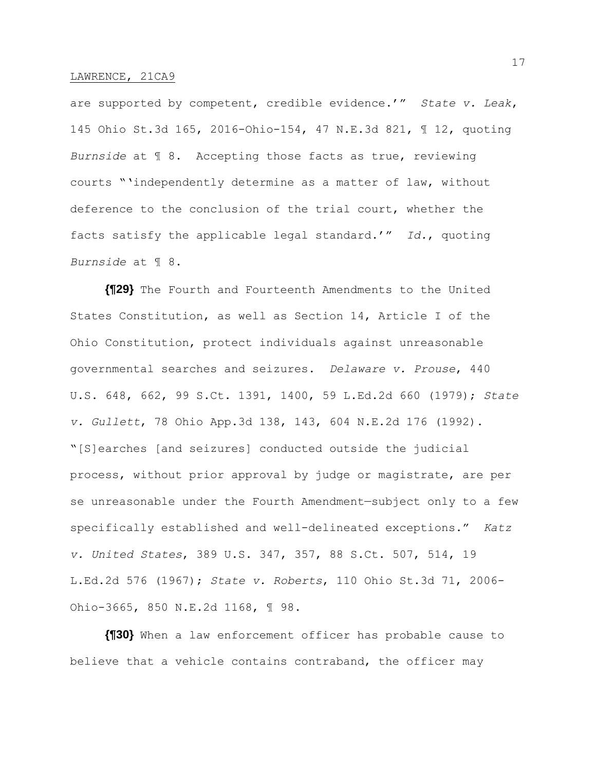are supported by competent, credible evidence.'" *State v. Leak*, 145 Ohio St.3d 165, 2016-Ohio-154, 47 N.E.3d 821, ¶ 12, quoting *Burnside* at ¶ 8. Accepting those facts as true, reviewing courts "'independently determine as a matter of law, without deference to the conclusion of the trial court, whether the facts satisfy the applicable legal standard.'" *Id.*, quoting *Burnside* at ¶ 8.

**{¶29}** The Fourth and Fourteenth Amendments to the United States Constitution, as well as Section 14, Article I of the Ohio Constitution, protect individuals against unreasonable governmental searches and seizures. *Delaware v. Prouse*, 440 U.S. 648, 662, 99 S.Ct. 1391, 1400, 59 L.Ed.2d 660 (1979); *State v. Gullett*, 78 Ohio App.3d 138, 143, 604 N.E.2d 176 (1992). "[S]earches [and seizures] conducted outside the judicial process, without prior approval by judge or magistrate, are per se unreasonable under the Fourth Amendment—subject only to a few specifically established and well-delineated exceptions." *Katz v. United States*, 389 U.S. 347, 357, 88 S.Ct. 507, 514, 19 L.Ed.2d 576 (1967); *State v. Roberts*, 110 Ohio St.3d 71, 2006-Ohio-3665, 850 N.E.2d 1168, ¶ 98.

**{¶30}** When a law enforcement officer has probable cause to believe that a vehicle contains contraband, the officer may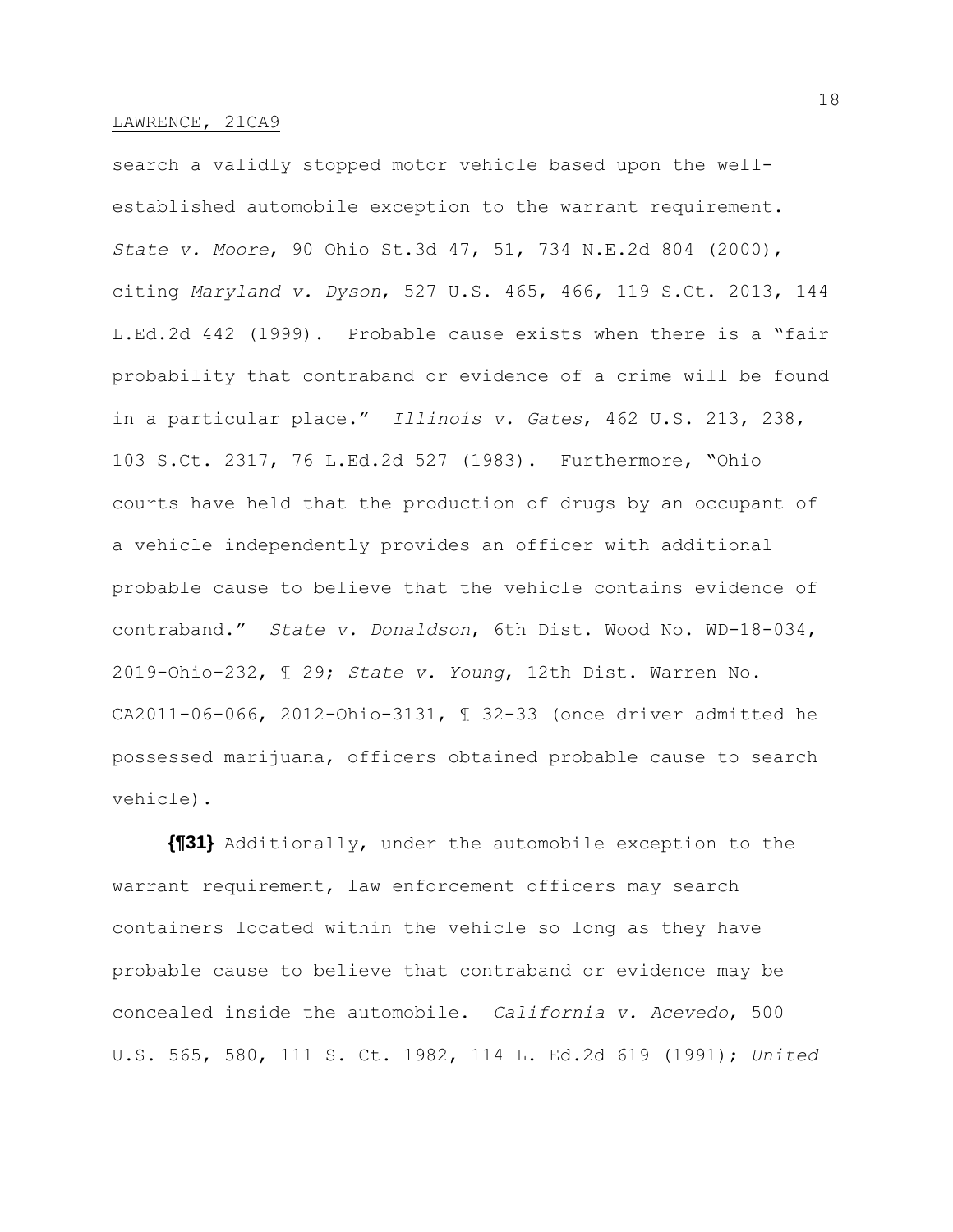search a validly stopped motor vehicle based upon the well-established automobile exception to the warrant requirement. *State v. Moore*, 90 Ohio St.3d 47, 51, 734 N.E.2d 804 (2000), citing *Maryland v. Dyson*, 527 U.S. 465, 466, 119 S.Ct. 2013, 144 L.Ed.2d 442 (1999). Probable cause exists when there is a "fair probability that contraband or evidence of a crime will be found in a particular place." *Illinois v. Gates*, 462 U.S. 213, 238, 103 S.Ct. 2317, 76 L.Ed.2d 527 (1983). Furthermore, "Ohio courts have held that the production of drugs by an occupant of a vehicle independently provides an officer with additional probable cause to believe that the vehicle contains evidence of contraband." *State v. Donaldson*, 6th Dist. Wood No. WD-18-034, 2019-Ohio-232, ¶ 29; *State v. Young*, 12th Dist. Warren No. CA2011-06-066, 2012-Ohio-3131, ¶ 32-33 (once driver admitted he possessed marijuana, officers obtained probable cause to search vehicle).

**{¶31}** Additionally, under the automobile exception to the warrant requirement, law enforcement officers may search containers located within the vehicle so long as they have probable cause to believe that contraband or evidence may be concealed inside the automobile. *California v. Acevedo*, 500 U.S. 565, 580, 111 S. Ct. 1982, 114 L. Ed.2d 619 (1991); *United*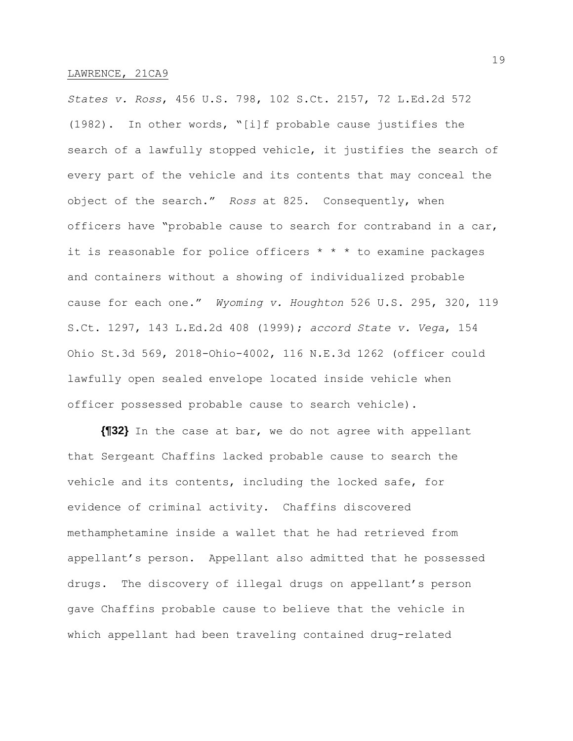*States v. Ross*, 456 U.S. 798, 102 S.Ct. 2157, 72 L.Ed.2d 572 (1982). In other words, "[i]f probable cause justifies the search of a lawfully stopped vehicle, it justifies the search of every part of the vehicle and its contents that may conceal the object of the search." *Ross* at 825. Consequently, when officers have "probable cause to search for contraband in a car, it is reasonable for police officers * * * to examine packages and containers without a showing of individualized probable cause for each one." *Wyoming v. Houghton* 526 U.S. 295, 320, 119 S.Ct. 1297, 143 L.Ed.2d 408 (1999); *accord State v. Vega*, 154 Ohio St.3d 569, 2018-Ohio-4002, 116 N.E.3d 1262 (officer could lawfully open sealed envelope located inside vehicle when officer possessed probable cause to search vehicle).

**{¶32}** In the case at bar, we do not agree with appellant that Sergeant Chaffins lacked probable cause to search the vehicle and its contents, including the locked safe, for evidence of criminal activity. Chaffins discovered methamphetamine inside a wallet that he had retrieved from appellant's person. Appellant also admitted that he possessed drugs. The discovery of illegal drugs on appellant's person gave Chaffins probable cause to believe that the vehicle in which appellant had been traveling contained drug-related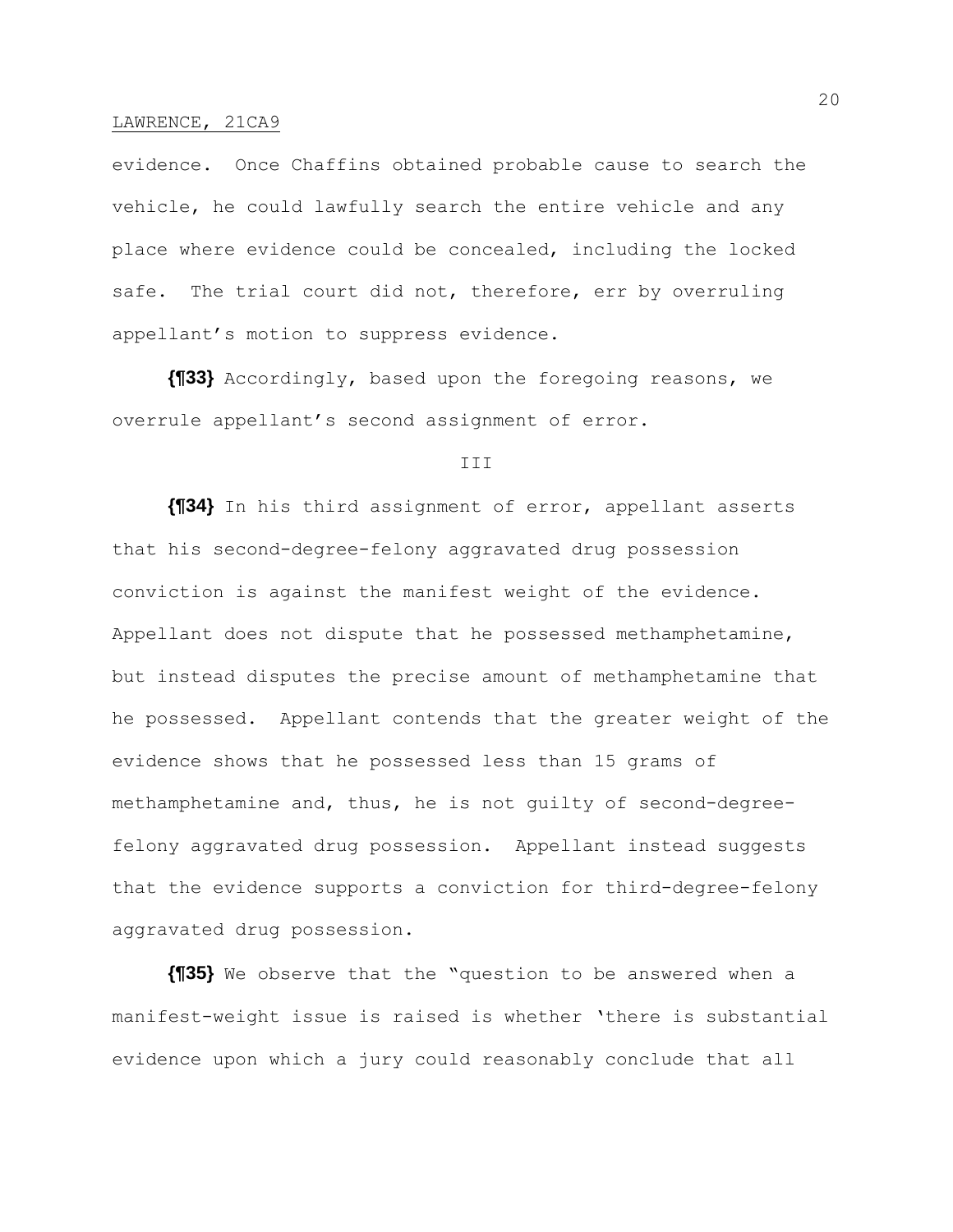evidence. Once Chaffins obtained probable cause to search the vehicle, he could lawfully search the entire vehicle and any place where evidence could be concealed, including the locked safe. The trial court did not, therefore, err by overruling appellant's motion to suppress evidence.

**{¶33}** Accordingly, based upon the foregoing reasons, we overrule appellant's second assignment of error.

III

**{¶34}** In his third assignment of error, appellant asserts that his second-degree-felony aggravated drug possession conviction is against the manifest weight of the evidence. Appellant does not dispute that he possessed methamphetamine, but instead disputes the precise amount of methamphetamine that he possessed. Appellant contends that the greater weight of the evidence shows that he possessed less than 15 grams of methamphetamine and, thus, he is not guilty of second-degree-felony aggravated drug possession. Appellant instead suggests that the evidence supports a conviction for third-degree-felony aggravated drug possession.

**{¶35}** We observe that the "question to be answered when a manifest-weight issue is raised is whether 'there is substantial evidence upon which a jury could reasonably conclude that all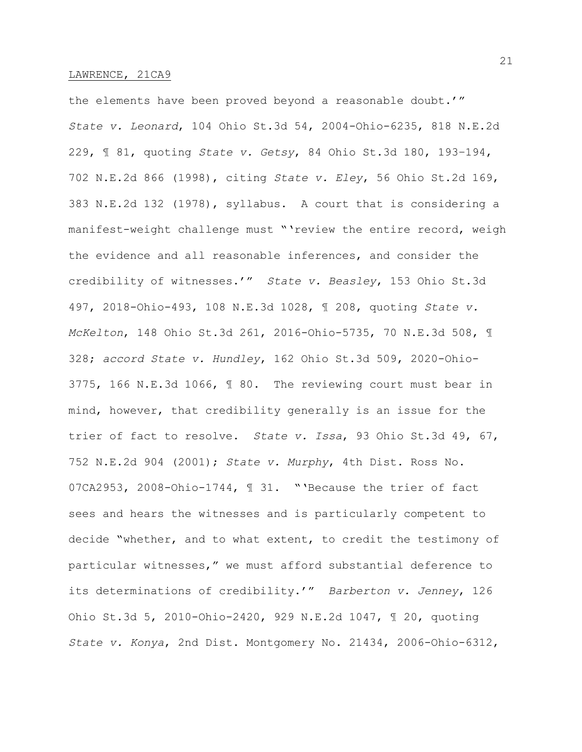the elements have been proved beyond a reasonable doubt.'" *State v. Leonard*, 104 Ohio St.3d 54, 2004-Ohio-6235, 818 N.E.2d 229, ¶ 81, quoting *State v. Getsy*, 84 Ohio St.3d 180, 193–194, 702 N.E.2d 866 (1998), citing *State v. Eley*, 56 Ohio St.2d 169, 383 N.E.2d 132 (1978), syllabus. A court that is considering a manifest-weight challenge must "'review the entire record, weigh the evidence and all reasonable inferences, and consider the credibility of witnesses.'" *State v. Beasley*, 153 Ohio St.3d 497, 2018-Ohio-493, 108 N.E.3d 1028, ¶ 208, quoting *State v. McKelton*, 148 Ohio St.3d 261, 2016-Ohio-5735, 70 N.E.3d 508, ¶ 328; *accord State v. Hundley*, 162 Ohio St.3d 509, 2020-Ohio-3775, 166 N.E.3d 1066, ¶ 80. The reviewing court must bear in mind, however, that credibility generally is an issue for the trier of fact to resolve. *State v. Issa*, 93 Ohio St.3d 49, 67, 752 N.E.2d 904 (2001); *State v. Murphy*, 4th Dist. Ross No. 07CA2953, 2008-Ohio-1744, ¶ 31. "'Because the trier of fact sees and hears the witnesses and is particularly competent to decide "whether, and to what extent, to credit the testimony of particular witnesses," we must afford substantial deference to its determinations of credibility.'" *Barberton v. Jenney*, 126 Ohio St.3d 5, 2010-Ohio-2420, 929 N.E.2d 1047, ¶ 20, quoting *State v. Konya*, 2nd Dist. Montgomery No. 21434, 2006-Ohio-6312,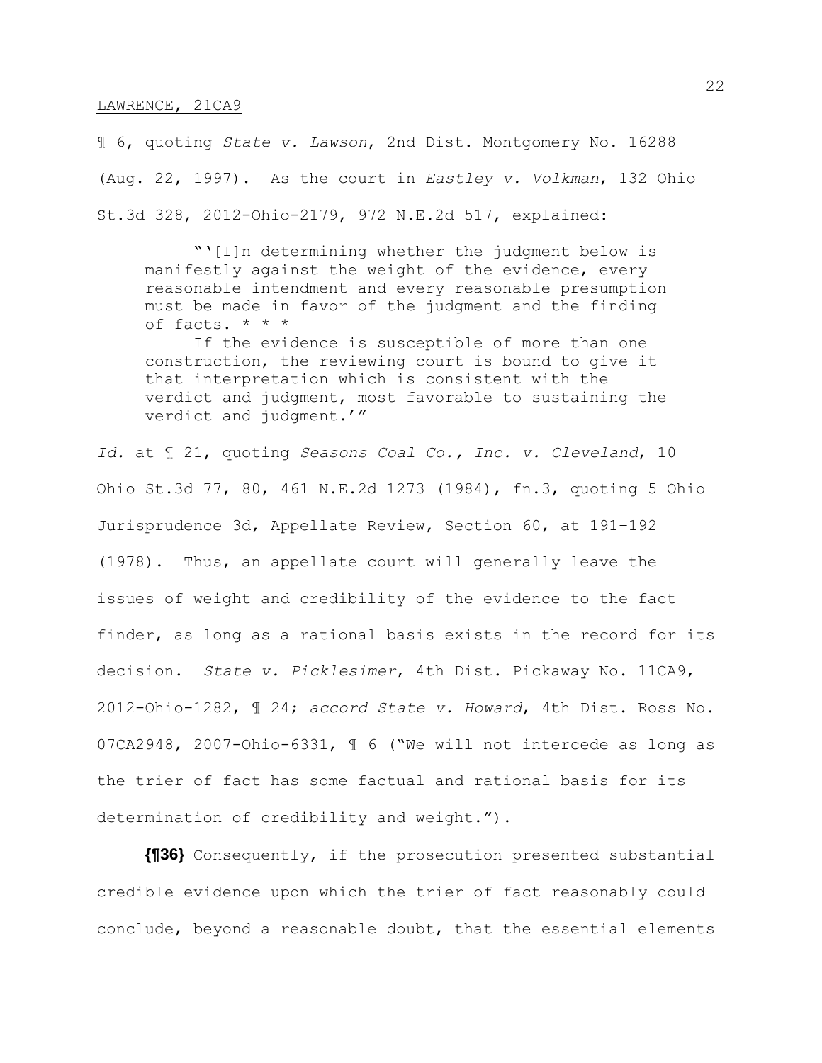¶ 6, quoting *State v. Lawson*, 2nd Dist. Montgomery No. 16288 (Aug. 22, 1997). As the court in *Eastley v. Volkman*, 132 Ohio St.3d 328, 2012-Ohio-2179, 972 N.E.2d 517, explained:

> "'[I]n determining whether the judgment below is manifestly against the weight of the evidence, every reasonable intendment and every reasonable presumption must be made in favor of the judgment and the finding of facts. * * *
>
> If the evidence is susceptible of more than one construction, the reviewing court is bound to give it that interpretation which is consistent with the verdict and judgment, most favorable to sustaining the verdict and judgment.'"

*Id.* at ¶ 21, quoting *Seasons Coal Co., Inc. v. Cleveland*, 10 Ohio St.3d 77, 80, 461 N.E.2d 1273 (1984), fn.3, quoting 5 Ohio Jurisprudence 3d, Appellate Review, Section 60, at 191–192 (1978). Thus, an appellate court will generally leave the issues of weight and credibility of the evidence to the fact finder, as long as a rational basis exists in the record for its decision. *State v. Picklesimer*, 4th Dist. Pickaway No. 11CA9, 2012-Ohio-1282, ¶ 24; *accord State v. Howard*, 4th Dist. Ross No. 07CA2948, 2007-Ohio-6331, ¶ 6 ("We will not intercede as long as the trier of fact has some factual and rational basis for its determination of credibility and weight.").

**{¶36}** Consequently, if the prosecution presented substantial credible evidence upon which the trier of fact reasonably could conclude, beyond a reasonable doubt, that the essential elements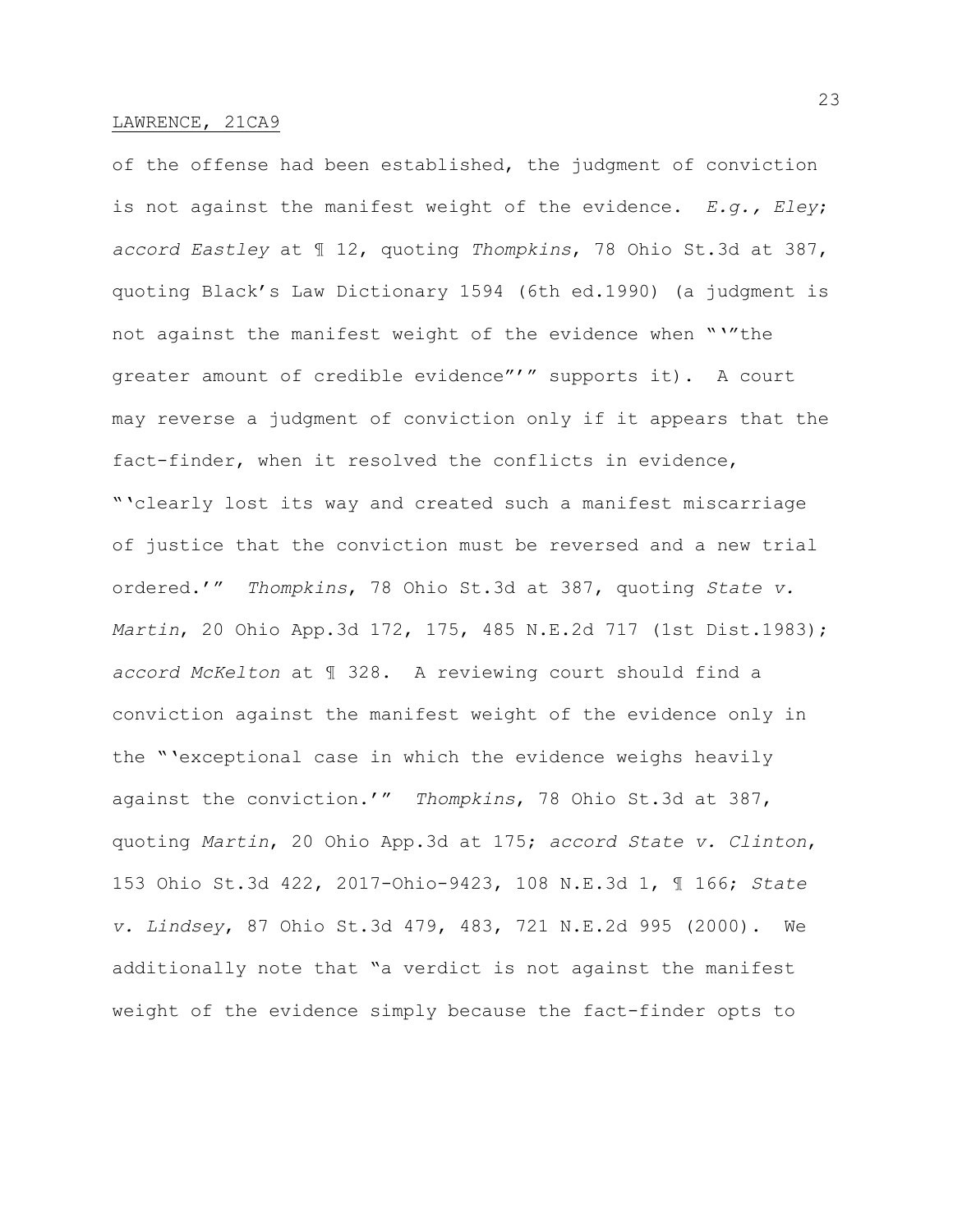of the offense had been established, the judgment of conviction is not against the manifest weight of the evidence. *E.g., Eley*; *accord Eastley* at ¶ 12, quoting *Thompkins*, 78 Ohio St.3d at 387, quoting Black's Law Dictionary 1594 (6th ed.1990) (a judgment is not against the manifest weight of the evidence when "'"the greater amount of credible evidence"'" supports it). A court may reverse a judgment of conviction only if it appears that the fact-finder, when it resolved the conflicts in evidence, "'clearly lost its way and created such a manifest miscarriage of justice that the conviction must be reversed and a new trial ordered.'" *Thompkins*, 78 Ohio St.3d at 387, quoting *State v. Martin*, 20 Ohio App.3d 172, 175, 485 N.E.2d 717 (1st Dist.1983); *accord McKelton* at ¶ 328. A reviewing court should find a conviction against the manifest weight of the evidence only in the "'exceptional case in which the evidence weighs heavily against the conviction.'" *Thompkins*, 78 Ohio St.3d at 387, quoting *Martin*, 20 Ohio App.3d at 175; *accord State v. Clinton*, 153 Ohio St.3d 422, 2017-Ohio-9423, 108 N.E.3d 1, ¶ 166; *State v. Lindsey*, 87 Ohio St.3d 479, 483, 721 N.E.2d 995 (2000). We additionally note that "a verdict is not against the manifest weight of the evidence simply because the fact-finder opts to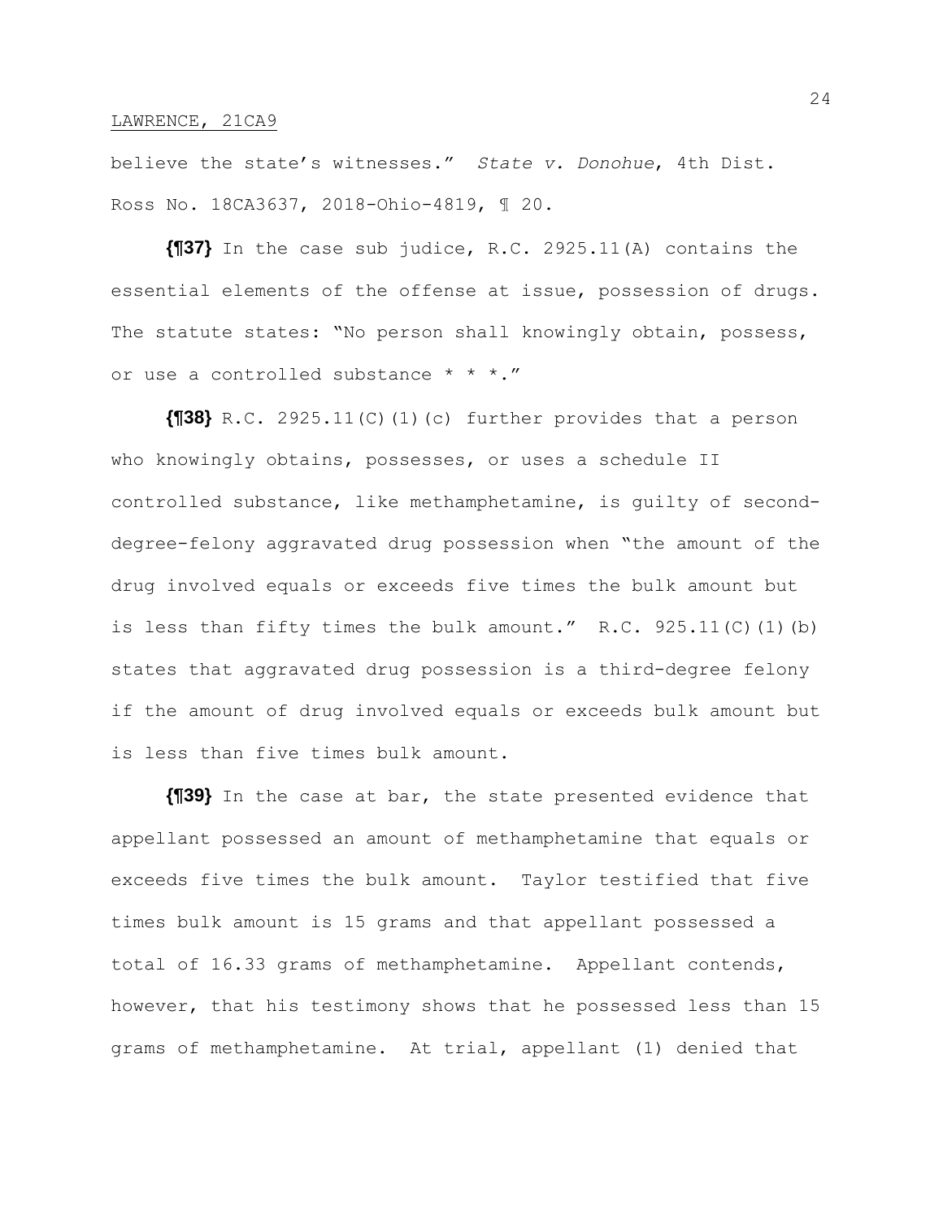believe the state's witnesses." *State v. Donohue*, 4th Dist. Ross No. 18CA3637, 2018-Ohio-4819, ¶ 20.

**{¶37}** In the case sub judice, R.C. 2925.11(A) contains the essential elements of the offense at issue, possession of drugs. The statute states: "No person shall knowingly obtain, possess, or use a controlled substance * * *."

**{¶38}** R.C. 2925.11(C)(1)(c) further provides that a person who knowingly obtains, possesses, or uses a schedule II controlled substance, like methamphetamine, is guilty of second-degree-felony aggravated drug possession when "the amount of the drug involved equals or exceeds five times the bulk amount but is less than fifty times the bulk amount." R.C. 925.11(C)(1)(b) states that aggravated drug possession is a third-degree felony if the amount of drug involved equals or exceeds bulk amount but is less than five times bulk amount.

**{¶39}** In the case at bar, the state presented evidence that appellant possessed an amount of methamphetamine that equals or exceeds five times the bulk amount. Taylor testified that five times bulk amount is 15 grams and that appellant possessed a total of 16.33 grams of methamphetamine. Appellant contends, however, that his testimony shows that he possessed less than 15 grams of methamphetamine. At trial, appellant (1) denied that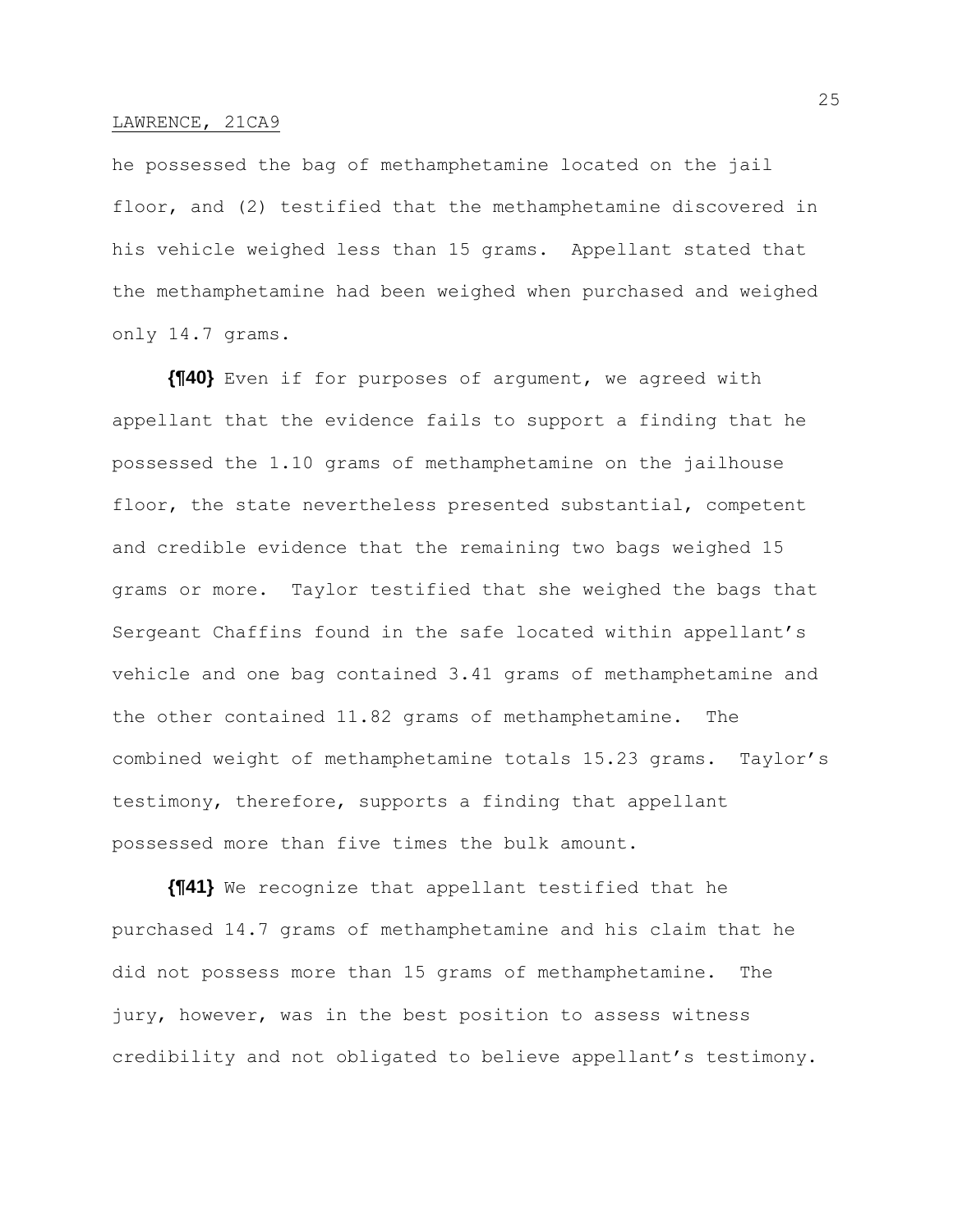he possessed the bag of methamphetamine located on the jail floor, and (2) testified that the methamphetamine discovered in his vehicle weighed less than 15 grams. Appellant stated that the methamphetamine had been weighed when purchased and weighed only 14.7 grams.

**{¶40}** Even if for purposes of argument, we agreed with appellant that the evidence fails to support a finding that he possessed the 1.10 grams of methamphetamine on the jailhouse floor, the state nevertheless presented substantial, competent and credible evidence that the remaining two bags weighed 15 grams or more. Taylor testified that she weighed the bags that Sergeant Chaffins found in the safe located within appellant's vehicle and one bag contained 3.41 grams of methamphetamine and the other contained 11.82 grams of methamphetamine. The combined weight of methamphetamine totals 15.23 grams. Taylor's testimony, therefore, supports a finding that appellant possessed more than five times the bulk amount.

**{¶41}** We recognize that appellant testified that he purchased 14.7 grams of methamphetamine and his claim that he did not possess more than 15 grams of methamphetamine. The jury, however, was in the best position to assess witness credibility and not obligated to believe appellant's testimony.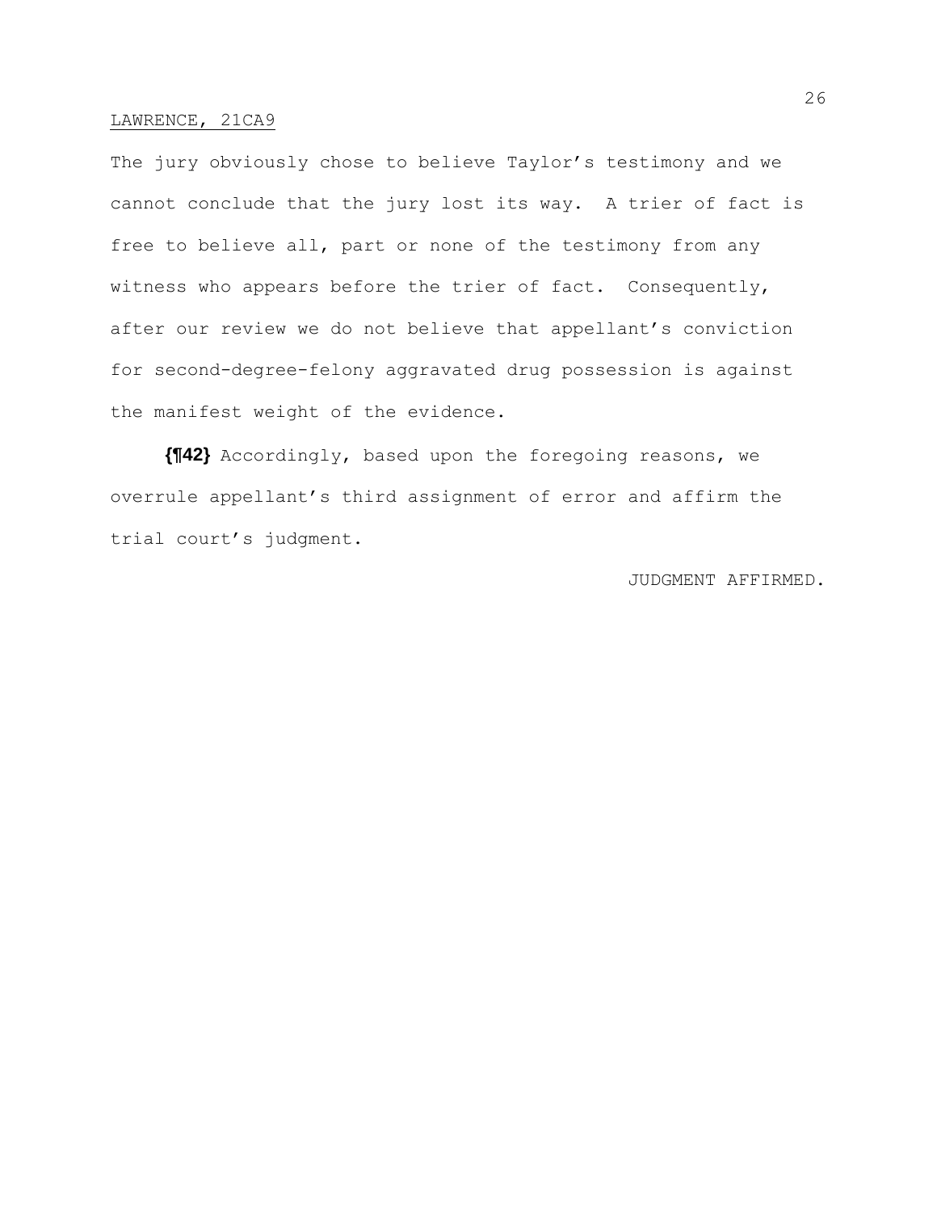The jury obviously chose to believe Taylor's testimony and we cannot conclude that the jury lost its way. A trier of fact is free to believe all, part or none of the testimony from any witness who appears before the trier of fact. Consequently, after our review we do not believe that appellant's conviction for second-degree-felony aggravated drug possession is against the manifest weight of the evidence.

**{¶42}** Accordingly, based upon the foregoing reasons, we overrule appellant's third assignment of error and affirm the trial court's judgment.

JUDGMENT AFFIRMED.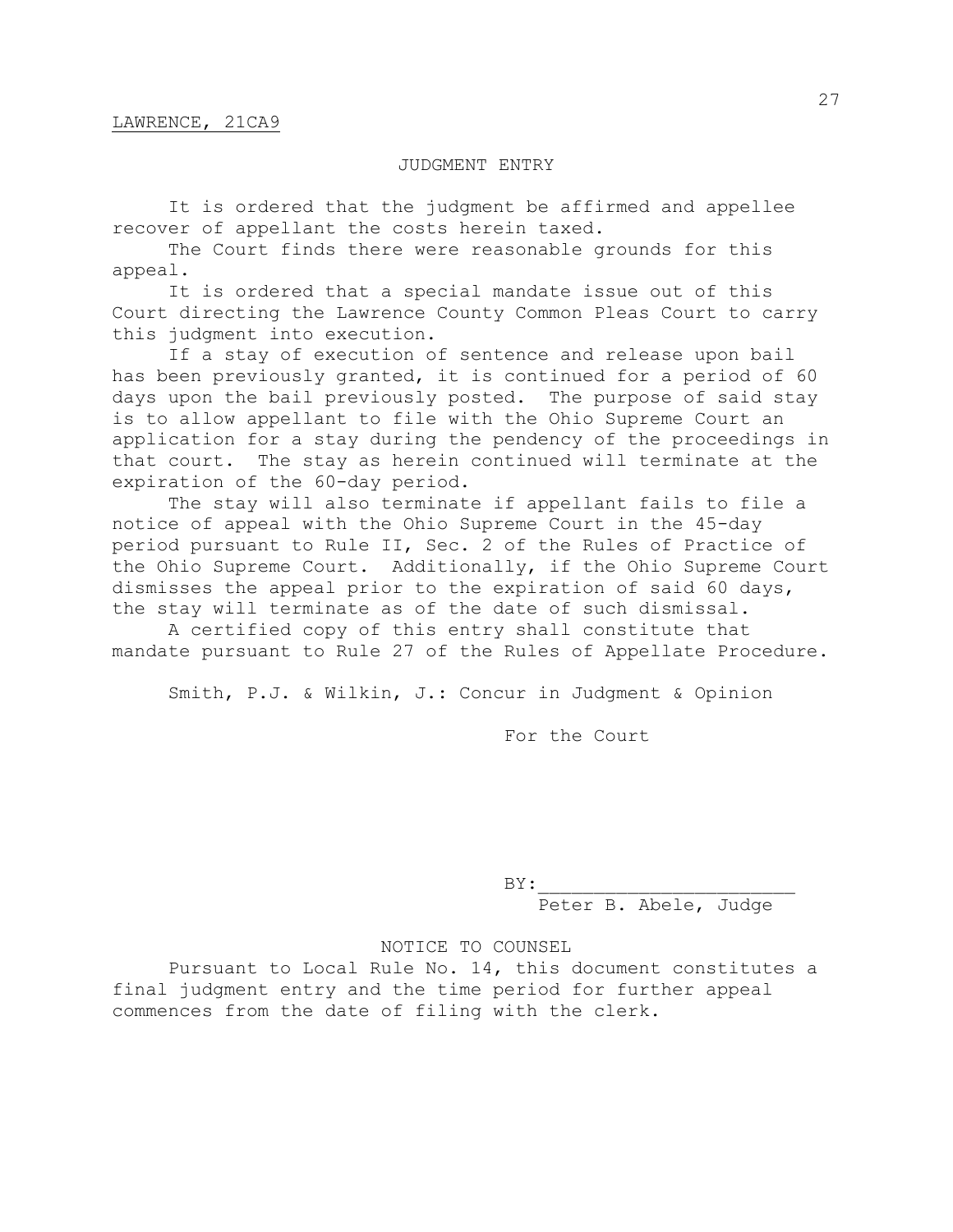LAWRENCE, 21CA9

JUDGMENT ENTRY

It is ordered that the judgment be affirmed and appellee recover of appellant the costs herein taxed.

The Court finds there were reasonable grounds for this appeal.

It is ordered that a special mandate issue out of this Court directing the Lawrence County Common Pleas Court to carry this judgment into execution.

If a stay of execution of sentence and release upon bail has been previously granted, it is continued for a period of 60 days upon the bail previously posted. The purpose of said stay is to allow appellant to file with the Ohio Supreme Court an application for a stay during the pendency of the proceedings in that court. The stay as herein continued will terminate at the expiration of the 60-day period.

The stay will also terminate if appellant fails to file a notice of appeal with the Ohio Supreme Court in the 45-day period pursuant to Rule II, Sec. 2 of the Rules of Practice of the Ohio Supreme Court. Additionally, if the Ohio Supreme Court dismisses the appeal prior to the expiration of said 60 days, the stay will terminate as of the date of such dismissal.

A certified copy of this entry shall constitute that mandate pursuant to Rule 27 of the Rules of Appellate Procedure.

Smith, P.J. & Wilkin, J.: Concur in Judgment & Opinion

For the Court

BY:______________________
Peter B. Abele, Judge

NOTICE TO COUNSEL

Pursuant to Local Rule No. 14, this document constitutes a final judgment entry and the time period for further appeal commences from the date of filing with the clerk.